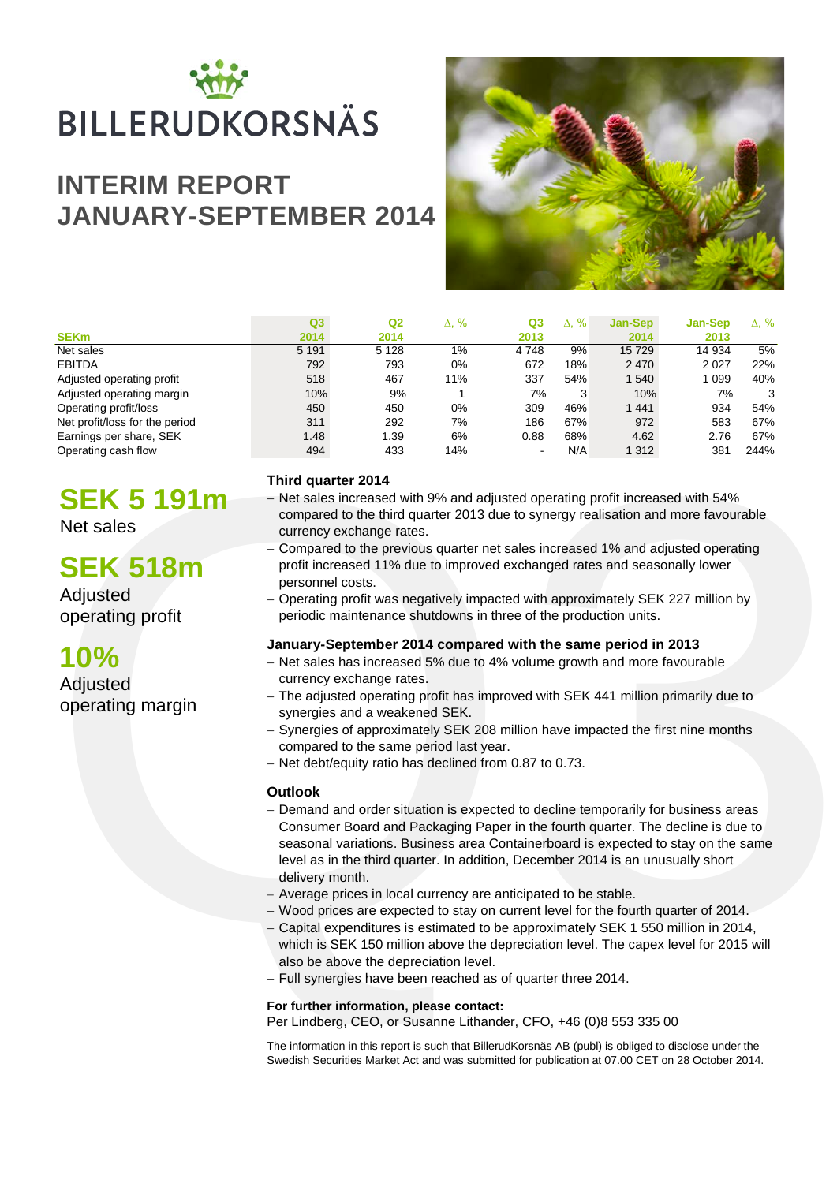# BILLERUDKORSNÄS

# INTERIM REPORT JANUARY-SEPTEMBER 2014

| SEKm | Q3 2014 | Q2 2014 | Δ, % | Q3 2013 | Δ, % | Jan-Sep 2014 | Jan-Sep 2013 | Δ, % |
|---|---|---|---|---|---|---|---|---|
| Net sales | 5 191 | 5 128 | 1% | 4 748 | 9% | 15 729 | 14 934 | 5% |
| EBITDA | 792 | 793 | 0% | 672 | 18% | 2 470 | 2 027 | 22% |
| Adjusted operating profit | 518 | 467 | 11% | 337 | 54% | 1 540 | 1 099 | 40% |
| Adjusted operating margin | 10% | 9% | 1 | 7% | 3 | 10% | 7% | 3 |
| Operating profit/loss | 450 | 450 | 0% | 309 | 46% | 1 441 | 934 | 54% |
| Net profit/loss for the period | 311 | 292 | 7% | 186 | 67% | 972 | 583 | 67% |
| Earnings per share, SEK | 1.48 | 1.39 | 6% | 0.88 | 68% | 4.62 | 2.76 | 67% |
| Operating cash flow | 494 | 433 | 14% | - | N/A | 1 312 | 381 | 244% |

**SEK 5 191m**
Net sales

**SEK 518m**
Adjusted operating profit

**10%**
Adjusted operating margin

### Third quarter 2014

- Net sales increased with 9% and adjusted operating profit increased with 54% compared to the third quarter 2013 due to synergy realisation and more favourable currency exchange rates.
- Compared to the previous quarter net sales increased 1% and adjusted operating profit increased 11% due to improved exchanged rates and seasonally lower personnel costs.
- Operating profit was negatively impacted with approximately SEK 227 million by periodic maintenance shutdowns in three of the production units.

### January-September 2014 compared with the same period in 2013

- Net sales has increased 5% due to 4% volume growth and more favourable currency exchange rates.
- The adjusted operating profit has improved with SEK 441 million primarily due to synergies and a weakened SEK.
- Synergies of approximately SEK 208 million have impacted the first nine months compared to the same period last year.
- Net debt/equity ratio has declined from 0.87 to 0.73.

### Outlook

- Demand and order situation is expected to decline temporarily for business areas Consumer Board and Packaging Paper in the fourth quarter. The decline is due to seasonal variations. Business area Containerboard is expected to stay on the same level as in the third quarter. In addition, December 2014 is an unusually short delivery month.
- Average prices in local currency are anticipated to be stable.
- Wood prices are expected to stay on current level for the fourth quarter of 2014.
- Capital expenditures is estimated to be approximately SEK 1 550 million in 2014, which is SEK 150 million above the depreciation level. The capex level for 2015 will also be above the depreciation level.
- Full synergies have been reached as of quarter three 2014.

**For further information, please contact:**
Per Lindberg, CEO, or Susanne Lithander, CFO, +46 (0)8 553 335 00

The information in this report is such that BillerudKorsnäs AB (publ) is obliged to disclose under the Swedish Securities Market Act and was submitted for publication at 07.00 CET on 28 October 2014.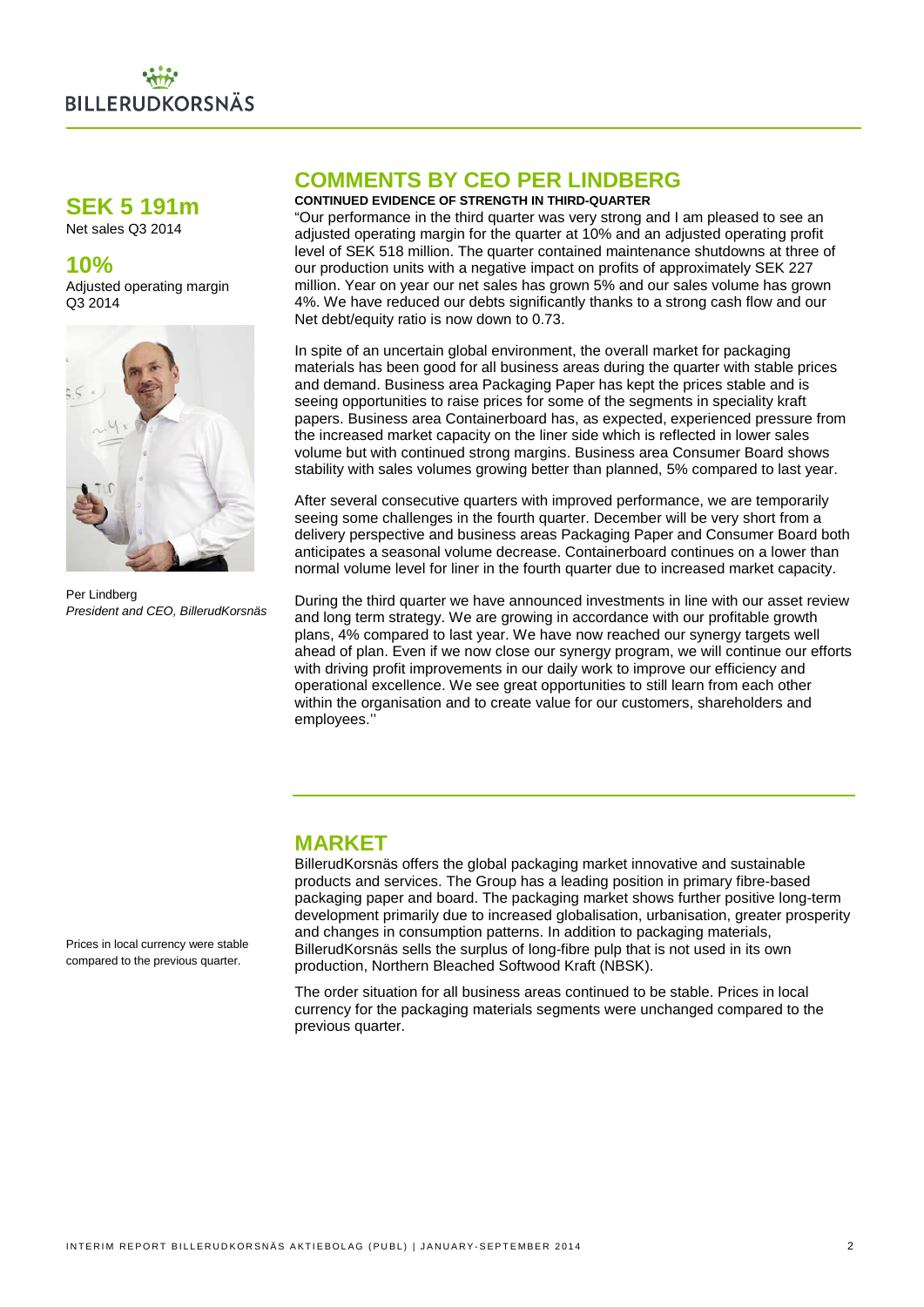**SEK 5 191m**
Net sales Q3 2014

**10%**
Adjusted operating margin Q3 2014

Per Lindberg
*President and CEO, BillerudKorsnäs*

## COMMENTS BY CEO PER LINDBERG

**CONTINUED EVIDENCE OF STRENGTH IN THIRD-QUARTER**

"Our performance in the third quarter was very strong and I am pleased to see an adjusted operating margin for the quarter at 10% and an adjusted operating profit level of SEK 518 million. The quarter contained maintenance shutdowns at three of our production units with a negative impact on profits of approximately SEK 227 million. Year on year our net sales has grown 5% and our sales volume has grown 4%. We have reduced our debts significantly thanks to a strong cash flow and our Net debt/equity ratio is now down to 0.73.

In spite of an uncertain global environment, the overall market for packaging materials has been good for all business areas during the quarter with stable prices and demand. Business area Packaging Paper has kept the prices stable and is seeing opportunities to raise prices for some of the segments in speciality kraft papers. Business area Containerboard has, as expected, experienced pressure from the increased market capacity on the liner side which is reflected in lower sales volume but with continued strong margins. Business area Consumer Board shows stability with sales volumes growing better than planned, 5% compared to last year.

After several consecutive quarters with improved performance, we are temporarily seeing some challenges in the fourth quarter. December will be very short from a delivery perspective and business areas Packaging Paper and Consumer Board both anticipates a seasonal volume decrease. Containerboard continues on a lower than normal volume level for liner in the fourth quarter due to increased market capacity.

During the third quarter we have announced investments in line with our asset review and long term strategy. We are growing in accordance with our profitable growth plans, 4% compared to last year. We have now reached our synergy targets well ahead of plan. Even if we now close our synergy program, we will continue our efforts with driving profit improvements in our daily work to improve our efficiency and operational excellence. We see great opportunities to still learn from each other within the organisation and to create value for our customers, shareholders and employees.''

## MARKET

BillerudKorsnäs offers the global packaging market innovative and sustainable products and services. The Group has a leading position in primary fibre-based packaging paper and board. The packaging market shows further positive long-term development primarily due to increased globalisation, urbanisation, greater prosperity and changes in consumption patterns. In addition to packaging materials, BillerudKorsnäs sells the surplus of long-fibre pulp that is not used in its own production, Northern Bleached Softwood Kraft (NBSK).

Prices in local currency were stable compared to the previous quarter.

The order situation for all business areas continued to be stable. Prices in local currency for the packaging materials segments were unchanged compared to the previous quarter.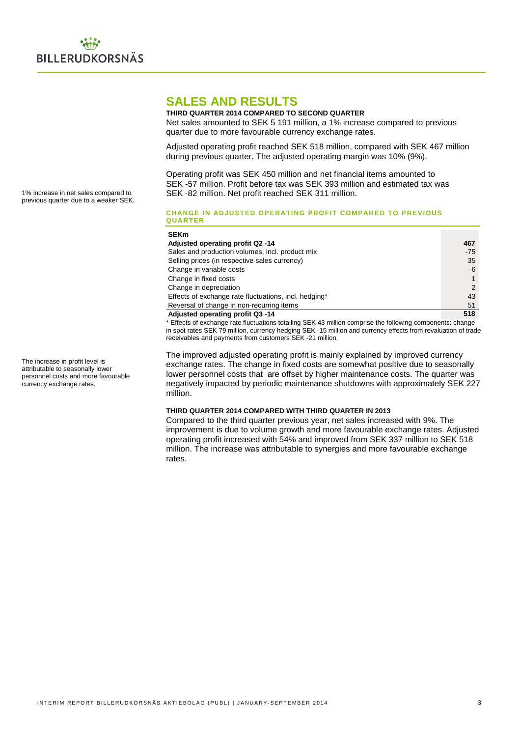# SALES AND RESULTS

**THIRD QUARTER 2014 COMPARED TO SECOND QUARTER**

Net sales amounted to SEK 5 191 million, a 1% increase compared to previous quarter due to more favourable currency exchange rates.

Adjusted operating profit reached SEK 518 million, compared with SEK 467 million during previous quarter. The adjusted operating margin was 10% (9%).

Operating profit was SEK 450 million and net financial items amounted to SEK -57 million. Profit before tax was SEK 393 million and estimated tax was SEK -82 million. Net profit reached SEK 311 million.

1% increase in net sales compared to previous quarter due to a weaker SEK.

### CHANGE IN ADJUSTED OPERATING PROFIT COMPARED TO PREVIOUS QUARTER

| SEKm | |
|---|---|
| **Adjusted operating profit Q2 -14** | **467** |
| Sales and production volumes, incl. product mix | -75 |
| Selling prices (in respective sales currency) | 35 |
| Change in variable costs | -6 |
| Change in fixed costs | 1 |
| Change in depreciation | 2 |
| Effects of exchange rate fluctuations, incl. hedging* | 43 |
| Reversal of change in non-recurring items | 51 |
| **Adjusted operating profit Q3 -14** | **518** |

\* Effects of exchange rate fluctuations totalling SEK 43 million comprise the following components: change in spot rates SEK 79 million, currency hedging SEK -15 million and currency effects from revaluation of trade receivables and payments from customers SEK -21 million.

The improved adjusted operating profit is mainly explained by improved currency exchange rates. The change in fixed costs are somewhat positive due to seasonally lower personnel costs that are offset by higher maintenance costs. The quarter was negatively impacted by periodic maintenance shutdowns with approximately SEK 227 million.

The increase in profit level is attributable to seasonally lower personnel costs and more favourable currency exchange rates.

**THIRD QUARTER 2014 COMPARED WITH THIRD QUARTER IN 2013**

Compared to the third quarter previous year, net sales increased with 9%. The improvement is due to volume growth and more favourable exchange rates. Adjusted operating profit increased with 54% and improved from SEK 337 million to SEK 518 million. The increase was attributable to synergies and more favourable exchange rates.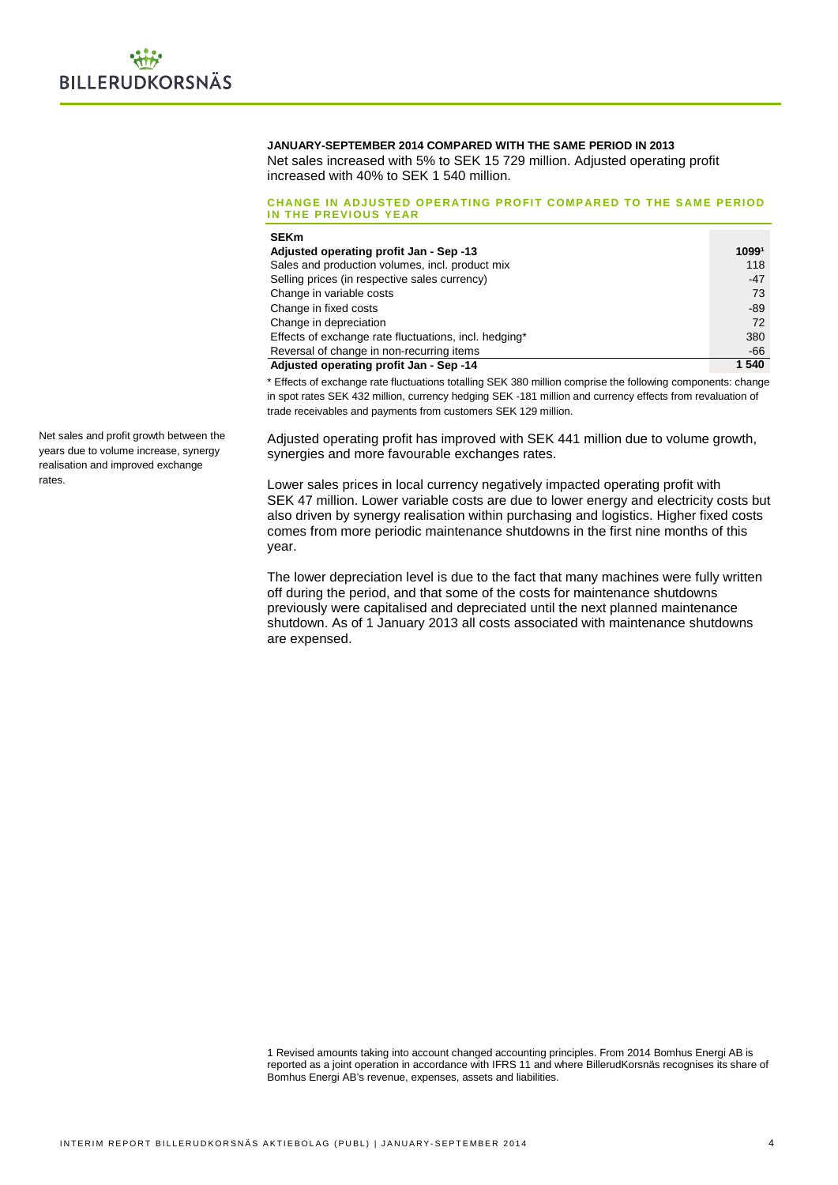### JANUARY-SEPTEMBER 2014 COMPARED WITH THE SAME PERIOD IN 2013

Net sales increased with 5% to SEK 15 729 million. Adjusted operating profit increased with 40% to SEK 1 540 million.

#### CHANGE IN ADJUSTED OPERATING PROFIT COMPARED TO THE SAME PERIOD IN THE PREVIOUS YEAR

| SEKm | |
|---|---|
| **Adjusted operating profit Jan - Sep -13** | **1099[1]** |
| Sales and production volumes, incl. product mix | 118 |
| Selling prices (in respective sales currency) | -47 |
| Change in variable costs | 73 |
| Change in fixed costs | -89 |
| Change in depreciation | 72 |
| Effects of exchange rate fluctuations, incl. hedging* | 380 |
| Reversal of change in non-recurring items | -66 |
| **Adjusted operating profit Jan - Sep -14** | **1 540** |

\* Effects of exchange rate fluctuations totalling SEK 380 million comprise the following components: change in spot rates SEK 432 million, currency hedging SEK -181 million and currency effects from revaluation of trade receivables and payments from customers SEK 129 million.

Net sales and profit growth between the years due to volume increase, synergy realisation and improved exchange rates.

Adjusted operating profit has improved with SEK 441 million due to volume growth, synergies and more favourable exchanges rates.

Lower sales prices in local currency negatively impacted operating profit with SEK 47 million. Lower variable costs are due to lower energy and electricity costs but also driven by synergy realisation within purchasing and logistics. Higher fixed costs comes from more periodic maintenance shutdowns in the first nine months of this year.

The lower depreciation level is due to the fact that many machines were fully written off during the period, and that some of the costs for maintenance shutdowns previously were capitalised and depreciated until the next planned maintenance shutdown. As of 1 January 2013 all costs associated with maintenance shutdowns are expensed.

1 Revised amounts taking into account changed accounting principles. From 2014 Bomhus Energi AB is reported as a joint operation in accordance with IFRS 11 and where BillerudKorsnäs recognises its share of Bomhus Energi AB's revenue, expenses, assets and liabilities.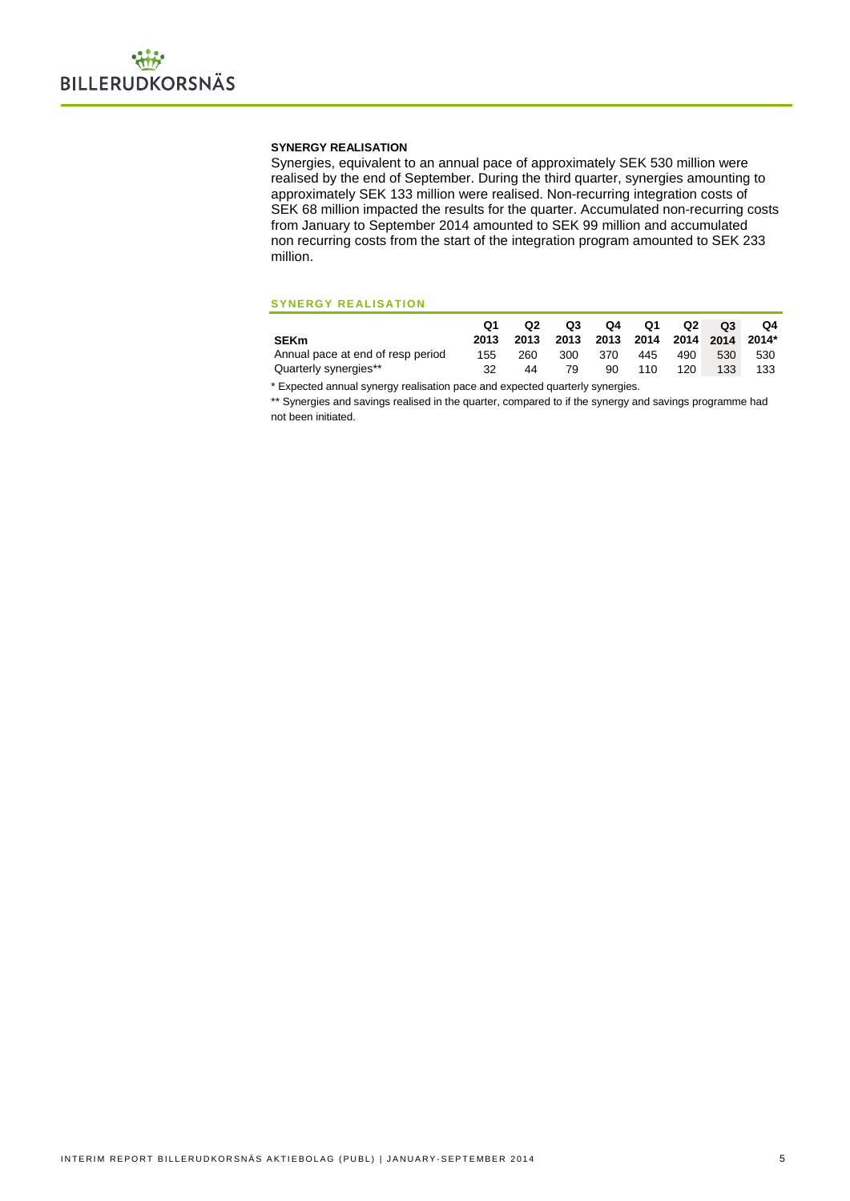### SYNERGY REALISATION

Synergies, equivalent to an annual pace of approximately SEK 530 million were realised by the end of September. During the third quarter, synergies amounting to approximately SEK 133 million were realised. Non-recurring integration costs of SEK 68 million impacted the results for the quarter. Accumulated non-recurring costs from January to September 2014 amounted to SEK 99 million and accumulated non recurring costs from the start of the integration program amounted to SEK 233 million.

#### SYNERGY REALISATION

| SEKm | Q1 2013 | Q2 2013 | Q3 2013 | Q4 2013 | Q1 2014 | Q2 2014 | Q3 2014 | Q4 2014* |
|---|---|---|---|---|---|---|---|---|
| Annual pace at end of resp period | 155 | 260 | 300 | 370 | 445 | 490 | 530 | 530 |
| Quarterly synergies** | 32 | 44 | 79 | 90 | 110 | 120 | 133 | 133 |

* Expected annual synergy realisation pace and expected quarterly synergies.

** Synergies and savings realised in the quarter, compared to if the synergy and savings programme had not been initiated.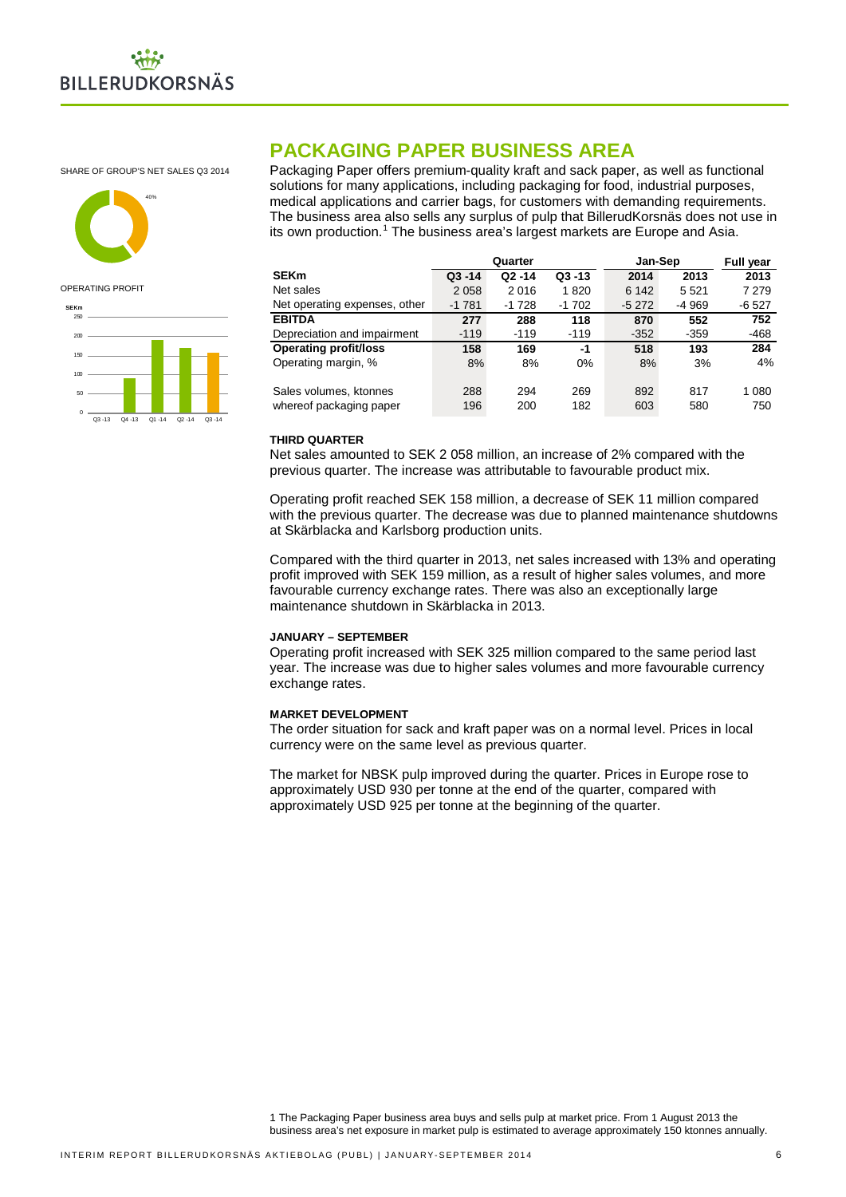SHARE OF GROUP'S NET SALES Q3 2014

40%

OPERATING PROFIT

SEKm

# PACKAGING PAPER BUSINESS AREA

Packaging Paper offers premium-quality kraft and sack paper, as well as functional solutions for many applications, including packaging for food, industrial purposes, medical applications and carrier bags, for customers with demanding requirements. The business area also sells any surplus of pulp that BillerudKorsnäs does not use in its own production.[1] The business area's largest markets are Europe and Asia.

| | Quarter | | | Jan-Sep | | Full year |
|---|---|---|---|---|---|---|
| **SEKm** | **Q3 -14** | **Q2 -14** | **Q3 -13** | **2014** | **2013** | **2013** |
| Net sales | 2 058 | 2 016 | 1 820 | 6 142 | 5 521 | 7 279 |
| Net operating expenses, other | -1 781 | -1 728 | -1 702 | -5 272 | -4 969 | -6 527 |
| **EBITDA** | **277** | **288** | **118** | **870** | **552** | **752** |
| Depreciation and impairment | -119 | -119 | -119 | -352 | -359 | -468 |
| **Operating profit/loss** | **158** | **169** | **-1** | **518** | **193** | **284** |
| Operating margin, % | 8% | 8% | 0% | 8% | 3% | 4% |
| | | | | | | |
| Sales volumes, ktonnes | 288 | 294 | 269 | 892 | 817 | 1 080 |
| whereof packaging paper | 196 | 200 | 182 | 603 | 580 | 750 |

**THIRD QUARTER**

Net sales amounted to SEK 2 058 million, an increase of 2% compared with the previous quarter. The increase was attributable to favourable product mix.

Operating profit reached SEK 158 million, a decrease of SEK 11 million compared with the previous quarter. The decrease was due to planned maintenance shutdowns at Skärblacka and Karlsborg production units.

Compared with the third quarter in 2013, net sales increased with 13% and operating profit improved with SEK 159 million, as a result of higher sales volumes, and more favourable currency exchange rates. There was also an exceptionally large maintenance shutdown in Skärblacka in 2013.

**JANUARY – SEPTEMBER**

Operating profit increased with SEK 325 million compared to the same period last year. The increase was due to higher sales volumes and more favourable currency exchange rates.

**MARKET DEVELOPMENT**

The order situation for sack and kraft paper was on a normal level. Prices in local currency were on the same level as previous quarter.

The market for NBSK pulp improved during the quarter. Prices in Europe rose to approximately USD 930 per tonne at the end of the quarter, compared with approximately USD 925 per tonne at the beginning of the quarter.

1 The Packaging Paper business area buys and sells pulp at market price. From 1 August 2013 the business area's net exposure in market pulp is estimated to average approximately 150 ktonnes annually.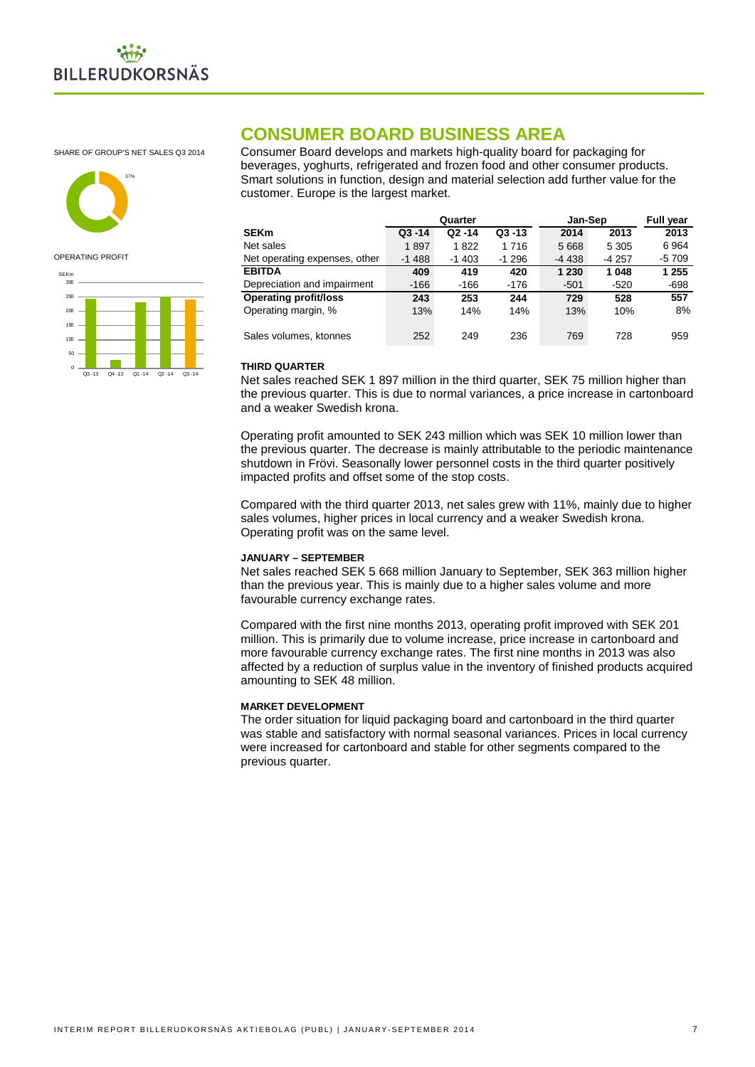## CONSUMER BOARD BUSINESS AREA

SHARE OF GROUP'S NET SALES Q3 2014

37%

OPERATING PROFIT

Consumer Board develops and markets high-quality board for packaging for beverages, yoghurts, refrigerated and frozen food and other consumer products. Smart solutions in function, design and material selection add further value for the customer. Europe is the largest market.

| | Quarter | | | Jan-Sep | | Full year |
|---|---|---|---|---|---|---|
| **SEKm** | **Q3 -14** | **Q2 -14** | **Q3 -13** | **2014** | **2013** | **2013** |
| Net sales | 1 897 | 1 822 | 1 716 | 5 668 | 5 305 | 6 964 |
| Net operating expenses, other | -1 488 | -1 403 | -1 296 | -4 438 | -4 257 | -5 709 |
| **EBITDA** | **409** | **419** | **420** | **1 230** | **1 048** | **1 255** |
| Depreciation and impairment | -166 | -166 | -176 | -501 | -520 | -698 |
| **Operating profit/loss** | **243** | **253** | **244** | **729** | **528** | **557** |
| Operating margin, % | 13% | 14% | 14% | 13% | 10% | 8% |
| Sales volumes, ktonnes | 252 | 249 | 236 | 769 | 728 | 959 |

#### THIRD QUARTER

Net sales reached SEK 1 897 million in the third quarter, SEK 75 million higher than the previous quarter. This is due to normal variances, a price increase in cartonboard and a weaker Swedish krona.

Operating profit amounted to SEK 243 million which was SEK 10 million lower than the previous quarter. The decrease is mainly attributable to the periodic maintenance shutdown in Frövi. Seasonally lower personnel costs in the third quarter positively impacted profits and offset some of the stop costs.

Compared with the third quarter 2013, net sales grew with 11%, mainly due to higher sales volumes, higher prices in local currency and a weaker Swedish krona. Operating profit was on the same level.

#### JANUARY – SEPTEMBER

Net sales reached SEK 5 668 million January to September, SEK 363 million higher than the previous year. This is mainly due to a higher sales volume and more favourable currency exchange rates.

Compared with the first nine months 2013, operating profit improved with SEK 201 million. This is primarily due to volume increase, price increase in cartonboard and more favourable currency exchange rates. The first nine months in 2013 was also affected by a reduction of surplus value in the inventory of finished products acquired amounting to SEK 48 million.

#### MARKET DEVELOPMENT

The order situation for liquid packaging board and cartonboard in the third quarter was stable and satisfactory with normal seasonal variances. Prices in local currency were increased for cartonboard and stable for other segments compared to the previous quarter.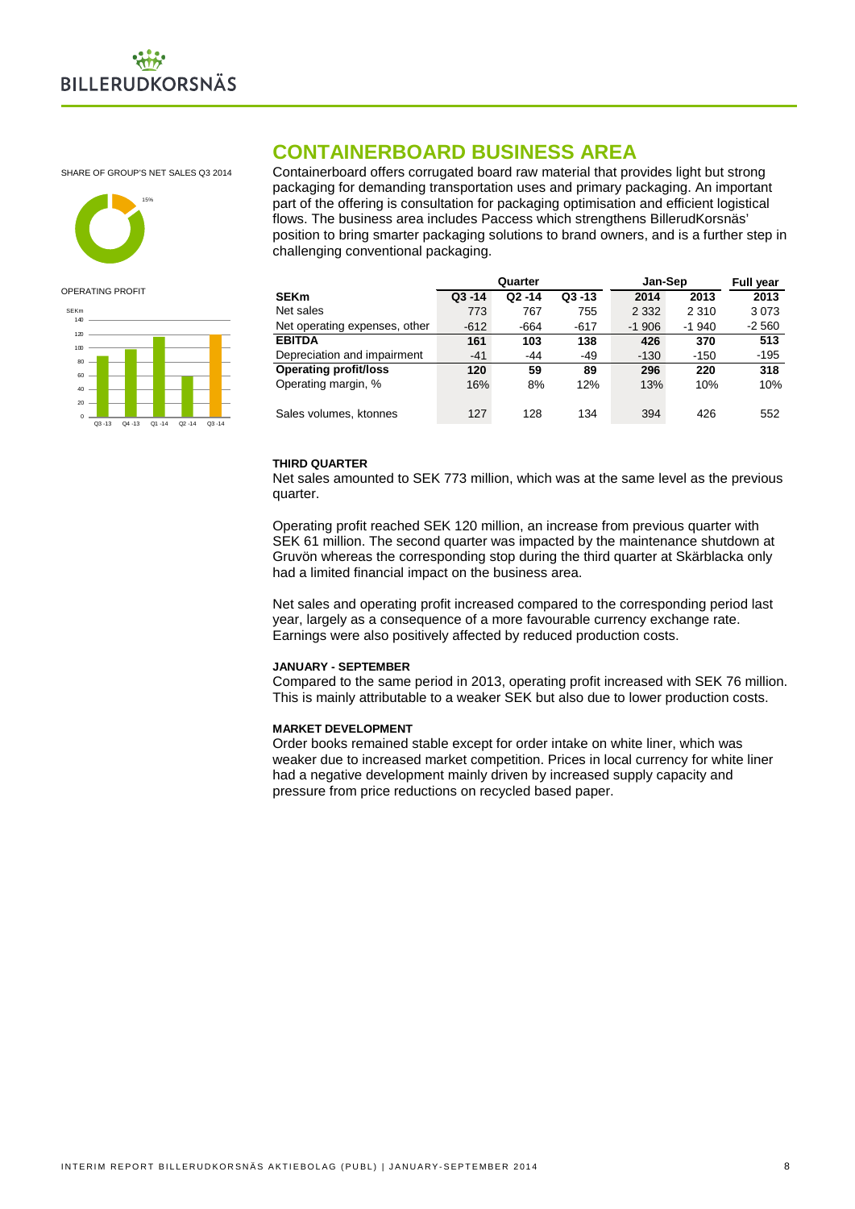SHARE OF GROUP'S NET SALES Q3 2014

15%

OPERATING PROFIT

# CONTAINERBOARD BUSINESS AREA

Containerboard offers corrugated board raw material that provides light but strong packaging for demanding transportation uses and primary packaging. An important part of the offering is consultation for packaging optimisation and efficient logistical flows. The business area includes Paccess which strengthens BillerudKorsnäs' position to bring smarter packaging solutions to brand owners, and is a further step in challenging conventional packaging.

| | Quarter | | | Jan-Sep | | Full year |
|---|---|---|---|---|---|---|
| **SEKm** | **Q3 -14** | **Q2 -14** | **Q3 -13** | **2014** | **2013** | **2013** |
| Net sales | 773 | 767 | 755 | 2 332 | 2 310 | 3 073 |
| Net operating expenses, other | -612 | -664 | -617 | -1 906 | -1 940 | -2 560 |
| **EBITDA** | **161** | **103** | **138** | **426** | **370** | **513** |
| Depreciation and impairment | -41 | -44 | -49 | -130 | -150 | -195 |
| **Operating profit/loss** | **120** | **59** | **89** | **296** | **220** | **318** |
| Operating margin, % | 16% | 8% | 12% | 13% | 10% | 10% |
| Sales volumes, ktonnes | 127 | 128 | 134 | 394 | 426 | 552 |

#### THIRD QUARTER

Net sales amounted to SEK 773 million, which was at the same level as the previous quarter.

Operating profit reached SEK 120 million, an increase from previous quarter with SEK 61 million. The second quarter was impacted by the maintenance shutdown at Gruvön whereas the corresponding stop during the third quarter at Skärblacka only had a limited financial impact on the business area.

Net sales and operating profit increased compared to the corresponding period last year, largely as a consequence of a more favourable currency exchange rate. Earnings were also positively affected by reduced production costs.

#### JANUARY - SEPTEMBER

Compared to the same period in 2013, operating profit increased with SEK 76 million. This is mainly attributable to a weaker SEK but also due to lower production costs.

#### MARKET DEVELOPMENT

Order books remained stable except for order intake on white liner, which was weaker due to increased market competition. Prices in local currency for white liner had a negative development mainly driven by increased supply capacity and pressure from price reductions on recycled based paper.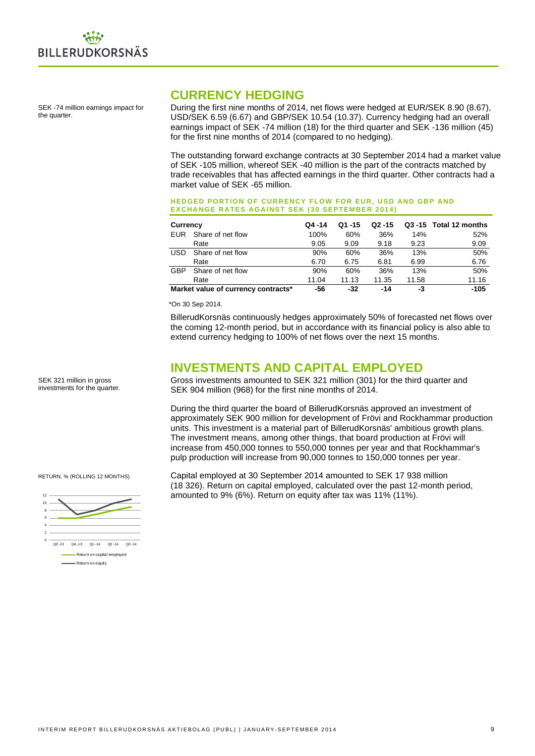SEK -74 million earnings impact for the quarter.

## CURRENCY HEDGING

During the first nine months of 2014, net flows were hedged at EUR/SEK 8.90 (8.67), USD/SEK 6.59 (6.67) and GBP/SEK 10.54 (10.37). Currency hedging had an overall earnings impact of SEK -74 million (18) for the third quarter and SEK -136 million (45) for the first nine months of 2014 (compared to no hedging).

The outstanding forward exchange contracts at 30 September 2014 had a market value of SEK -105 million, whereof SEK -40 million is the part of the contracts matched by trade receivables that has affected earnings in the third quarter. Other contracts had a market value of SEK -65 million.

**HEDGED PORTION OF CURRENCY FLOW FOR EUR, USD AND GBP AND EXCHANGE RATES AGAINST SEK (30 SEPTEMBER 2014)**

| Currency | | Q4 -14 | Q1 -15 | Q2 -15 | Q3 -15 | Total 12 months |
|---|---|---|---|---|---|---|
| EUR | Share of net flow | 100% | 60% | 36% | 14% | 52% |
| | Rate | 9.05 | 9.09 | 9.18 | 9.23 | 9.09 |
| USD | Share of net flow | 90% | 60% | 36% | 13% | 50% |
| | Rate | 6.70 | 6.75 | 6.81 | 6.99 | 6.76 |
| GBP | Share of net flow | 90% | 60% | 36% | 13% | 50% |
| | Rate | 11.04 | 11.13 | 11.35 | 11.58 | 11.16 |
| **Market value of currency contracts*** | | **-56** | **-32** | **-14** | **-3** | **-105** |

*On 30 Sep 2014.

BillerudKorsnäs continuously hedges approximately 50% of forecasted net flows over the coming 12-month period, but in accordance with its financial policy is also able to extend currency hedging to 100% of net flows over the next 15 months.

SEK 321 million in gross investments for the quarter.

## INVESTMENTS AND CAPITAL EMPLOYED

Gross investments amounted to SEK 321 million (301) for the third quarter and SEK 904 million (968) for the first nine months of 2014.

During the third quarter the board of BillerudKorsnäs approved an investment of approximately SEK 900 million for development of Frövi and Rockhammar production units. This investment is a material part of BillerudKorsnäs' ambitious growth plans. The investment means, among other things, that board production at Frövi will increase from 450,000 tonnes to 550,000 tonnes per year and that Rockhammar's pulp production will increase from 90,000 tonnes to 150,000 tonnes per year.

RETURN, % (ROLLING 12 MONTHS)

Capital employed at 30 September 2014 amounted to SEK 17 938 million (18 326). Return on capital employed, calculated over the past 12-month period, amounted to 9% (6%). Return on equity after tax was 11% (11%).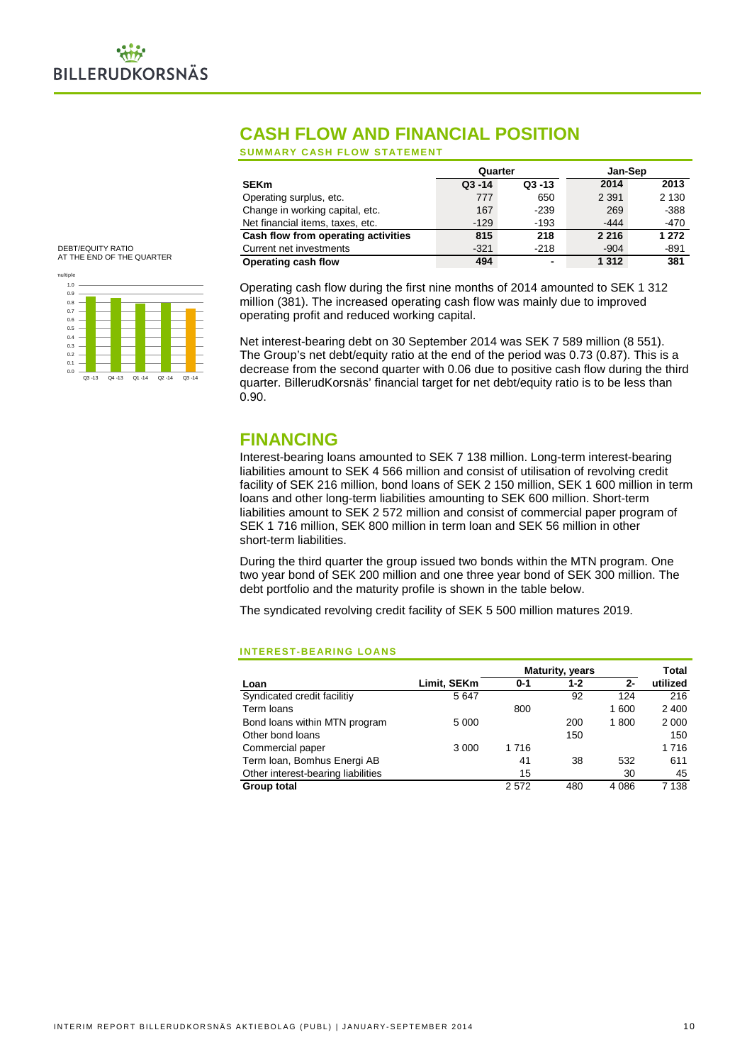# CASH FLOW AND FINANCIAL POSITION

## SUMMARY CASH FLOW STATEMENT

| | Quarter | | Jan-Sep | |
|---|---|---|---|---|
| **SEKm** | **Q3 -14** | **Q3 -13** | **2014** | **2013** |
| Operating surplus, etc. | 777 | 650 | 2 391 | 2 130 |
| Change in working capital, etc. | 167 | -239 | 269 | -388 |
| Net financial items, taxes, etc. | -129 | -193 | -444 | -470 |
| **Cash flow from operating activities** | **815** | **218** | **2 216** | **1 272** |
| Current net investments | -321 | -218 | -904 | -891 |
| **Operating cash flow** | **494** | **-** | **1 312** | **381** |

DEBT/EQUITY RATIO
AT THE END OF THE QUARTER

Operating cash flow during the first nine months of 2014 amounted to SEK 1 312 million (381). The increased operating cash flow was mainly due to improved operating profit and reduced working capital.

Net interest-bearing debt on 30 September 2014 was SEK 7 589 million (8 551). The Group's net debt/equity ratio at the end of the period was 0.73 (0.87). This is a decrease from the second quarter with 0.06 due to positive cash flow during the third quarter. BillerudKorsnäs' financial target for net debt/equity ratio is to be less than 0.90.

# FINANCING

Interest-bearing loans amounted to SEK 7 138 million. Long-term interest-bearing liabilities amount to SEK 4 566 million and consist of utilisation of revolving credit facility of SEK 216 million, bond loans of SEK 2 150 million, SEK 1 600 million in term loans and other long-term liabilities amounting to SEK 600 million. Short-term liabilities amount to SEK 2 572 million and consist of commercial paper program of SEK 1 716 million, SEK 800 million in term loan and SEK 56 million in other short-term liabilities.

During the third quarter the group issued two bonds within the MTN program. One two year bond of SEK 200 million and one three year bond of SEK 300 million. The debt portfolio and the maturity profile is shown in the table below.

The syndicated revolving credit facility of SEK 5 500 million matures 2019.

## INTEREST-BEARING LOANS

| | | Maturity, years | | | Total |
|---|---|---|---|---|---|
| **Loan** | **Limit, SEKm** | **0-1** | **1-2** | **2-** | **utilized** |
| Syndicated credit facilitiy | 5 647 | | 92 | 124 | 216 |
| Term loans | | 800 | | 1 600 | 2 400 |
| Bond loans within MTN program | 5 000 | | 200 | 1 800 | 2 000 |
| Other bond loans | | | 150 | | 150 |
| Commercial paper | 3 000 | 1 716 | | | 1 716 |
| Term loan, Bomhus Energi AB | | 41 | 38 | 532 | 611 |
| Other interest-bearing liabilities | | 15 | | 30 | 45 |
| **Group total** | | 2 572 | 480 | 4 086 | 7 138 |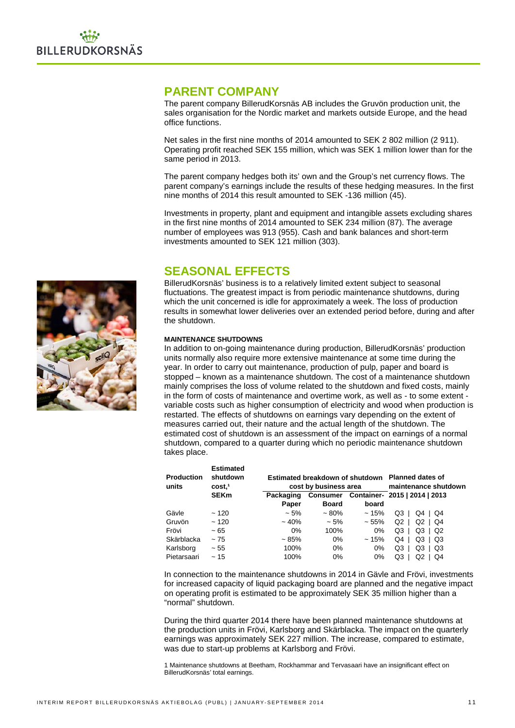## PARENT COMPANY

The parent company BillerudKorsnäs AB includes the Gruvön production unit, the sales organisation for the Nordic market and markets outside Europe, and the head office functions.

Net sales in the first nine months of 2014 amounted to SEK 2 802 million (2 911). Operating profit reached SEK 155 million, which was SEK 1 million lower than for the same period in 2013.

The parent company hedges both its' own and the Group's net currency flows. The parent company's earnings include the results of these hedging measures. In the first nine months of 2014 this result amounted to SEK -136 million (45).

Investments in property, plant and equipment and intangible assets excluding shares in the first nine months of 2014 amounted to SEK 234 million (87). The average number of employees was 913 (955). Cash and bank balances and short-term investments amounted to SEK 121 million (303).

## SEASONAL EFFECTS

BillerudKorsnäs' business is to a relatively limited extent subject to seasonal fluctuations. The greatest impact is from periodic maintenance shutdowns, during which the unit concerned is idle for approximately a week. The loss of production results in somewhat lower deliveries over an extended period before, during and after the shutdown.

### MAINTENANCE SHUTDOWNS

In addition to on-going maintenance during production, BillerudKorsnäs' production units normally also require more extensive maintenance at some time during the year. In order to carry out maintenance, production of pulp, paper and board is stopped – known as a maintenance shutdown. The cost of a maintenance shutdown mainly comprises the loss of volume related to the shutdown and fixed costs, mainly in the form of costs of maintenance and overtime work, as well as - to some extent - variable costs such as higher consumption of electricity and wood when production is restarted. The effects of shutdowns on earnings vary depending on the extent of measures carried out, their nature and the actual length of the shutdown. The estimated cost of shutdown is an assessment of the impact on earnings of a normal shutdown, compared to a quarter during which no periodic maintenance shutdown takes place.

| Production units | Estimated shutdown cost,[1] SEKm | Estimated breakdown of shutdown cost by business area | | | Planned dates of maintenance shutdown |
|---|---|---|---|---|---|
| | | Packaging Paper | Consumer Board | Container-board | 2015 \| 2014 \| 2013 |
| Gävle | ~ 120 | ~ 5% | ~ 80% | ~ 15% | Q3 \| Q4 \| Q4 |
| Gruvön | ~ 120 | ~ 40% | ~ 5% | ~ 55% | Q2 \| Q2 \| Q4 |
| Frövi | ~ 65 | 0% | 100% | 0% | Q3 \| Q3 \| Q2 |
| Skärblacka | ~ 75 | ~ 85% | 0% | ~ 15% | Q4 \| Q3 \| Q3 |
| Karlsborg | ~ 55 | 100% | 0% | 0% | Q3 \| Q3 \| Q3 |
| Pietarsaari | ~ 15 | 100% | 0% | 0% | Q3 \| Q2 \| Q4 |

In connection to the maintenance shutdowns in 2014 in Gävle and Frövi, investments for increased capacity of liquid packaging board are planned and the negative impact on operating profit is estimated to be approximately SEK 35 million higher than a "normal" shutdown.

During the third quarter 2014 there have been planned maintenance shutdowns at the production units in Frövi, Karlsborg and Skärblacka. The impact on the quarterly earnings was approximately SEK 227 million. The increase, compared to estimate, was due to start-up problems at Karlsborg and Frövi.

1 Maintenance shutdowns at Beetham, Rockhammar and Tervasaari have an insignificant effect on BillerudKorsnäs' total earnings.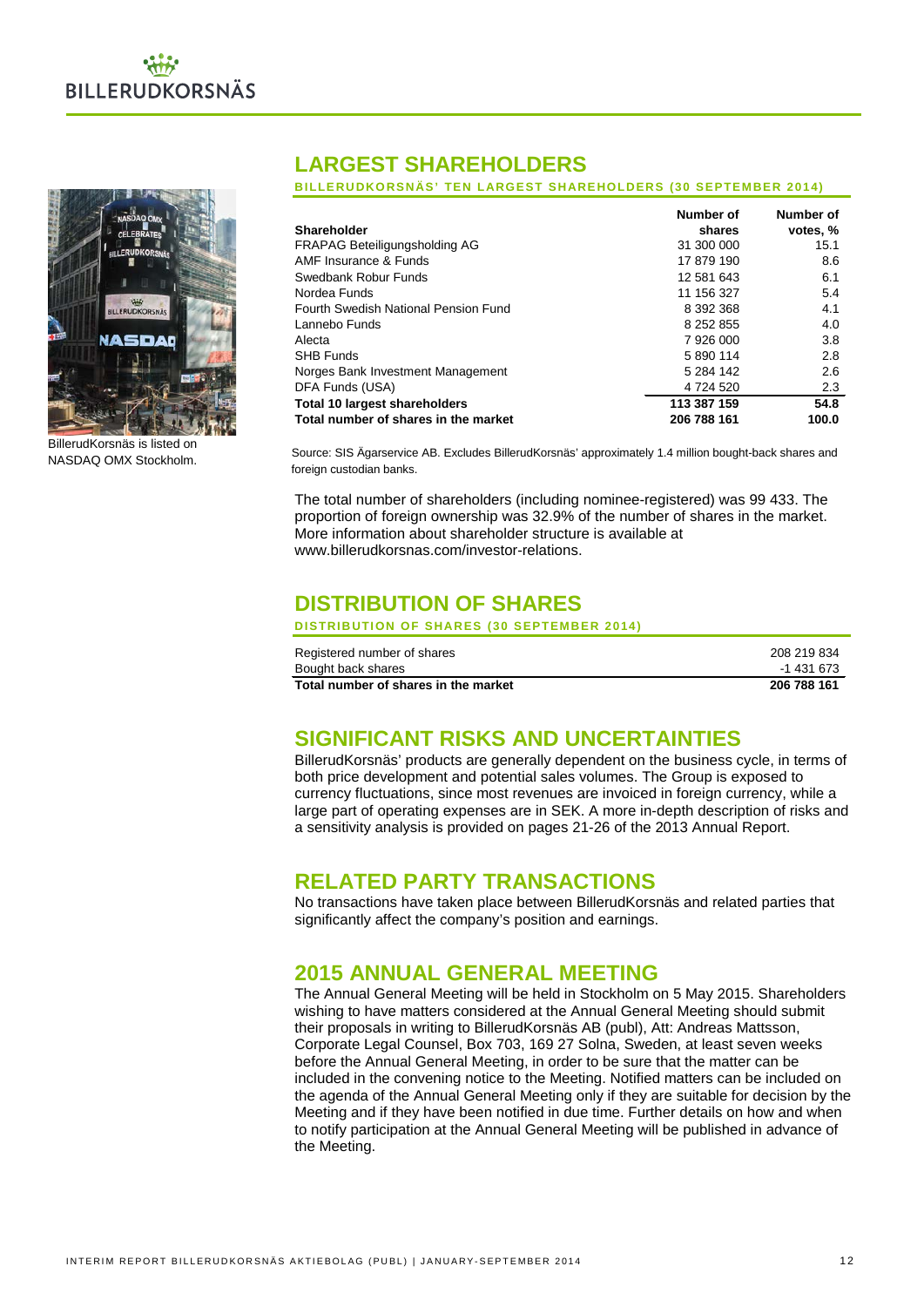## LARGEST SHAREHOLDERS

**BILLERUDKORSNÄS' TEN LARGEST SHAREHOLDERS (30 SEPTEMBER 2014)**

| Shareholder | Number of shares | Number of votes, % |
|---|---|---|
| FRAPAG Beteiligungsholding AG | 31 300 000 | 15.1 |
| AMF Insurance & Funds | 17 879 190 | 8.6 |
| Swedbank Robur Funds | 12 581 643 | 6.1 |
| Nordea Funds | 11 156 327 | 5.4 |
| Fourth Swedish National Pension Fund | 8 392 368 | 4.1 |
| Lannebo Funds | 8 252 855 | 4.0 |
| Alecta | 7 926 000 | 3.8 |
| SHB Funds | 5 890 114 | 2.8 |
| Norges Bank Investment Management | 5 284 142 | 2.6 |
| DFA Funds (USA) | 4 724 520 | 2.3 |
| **Total 10 largest shareholders** | **113 387 159** | **54.8** |
| **Total number of shares in the market** | **206 788 161** | **100.0** |

Source: SIS Ägarservice AB. Excludes BillerudKorsnäs' approximately 1.4 million bought-back shares and foreign custodian banks.

BillerudKorsnäs is listed on NASDAQ OMX Stockholm.

The total number of shareholders (including nominee-registered) was 99 433. The proportion of foreign ownership was 32.9% of the number of shares in the market. More information about shareholder structure is available at www.billerudkorsnas.com/investor-relations.

## DISTRIBUTION OF SHARES

**DISTRIBUTION OF SHARES (30 SEPTEMBER 2014)**

| | |
|---|---|
| Registered number of shares | 208 219 834 |
| Bought back shares | -1 431 673 |
| **Total number of shares in the market** | **206 788 161** |

## SIGNIFICANT RISKS AND UNCERTAINTIES

BillerudKorsnäs' products are generally dependent on the business cycle, in terms of both price development and potential sales volumes. The Group is exposed to currency fluctuations, since most revenues are invoiced in foreign currency, while a large part of operating expenses are in SEK. A more in-depth description of risks and a sensitivity analysis is provided on pages 21-26 of the 2013 Annual Report.

## RELATED PARTY TRANSACTIONS

No transactions have taken place between BillerudKorsnäs and related parties that significantly affect the company's position and earnings.

## 2015 ANNUAL GENERAL MEETING

The Annual General Meeting will be held in Stockholm on 5 May 2015. Shareholders wishing to have matters considered at the Annual General Meeting should submit their proposals in writing to BillerudKorsnäs AB (publ), Att: Andreas Mattsson, Corporate Legal Counsel, Box 703, 169 27 Solna, Sweden, at least seven weeks before the Annual General Meeting, in order to be sure that the matter can be included in the convening notice to the Meeting. Notified matters can be included on the agenda of the Annual General Meeting only if they are suitable for decision by the Meeting and if they have been notified in due time. Further details on how and when to notify participation at the Annual General Meeting will be published in advance of the Meeting.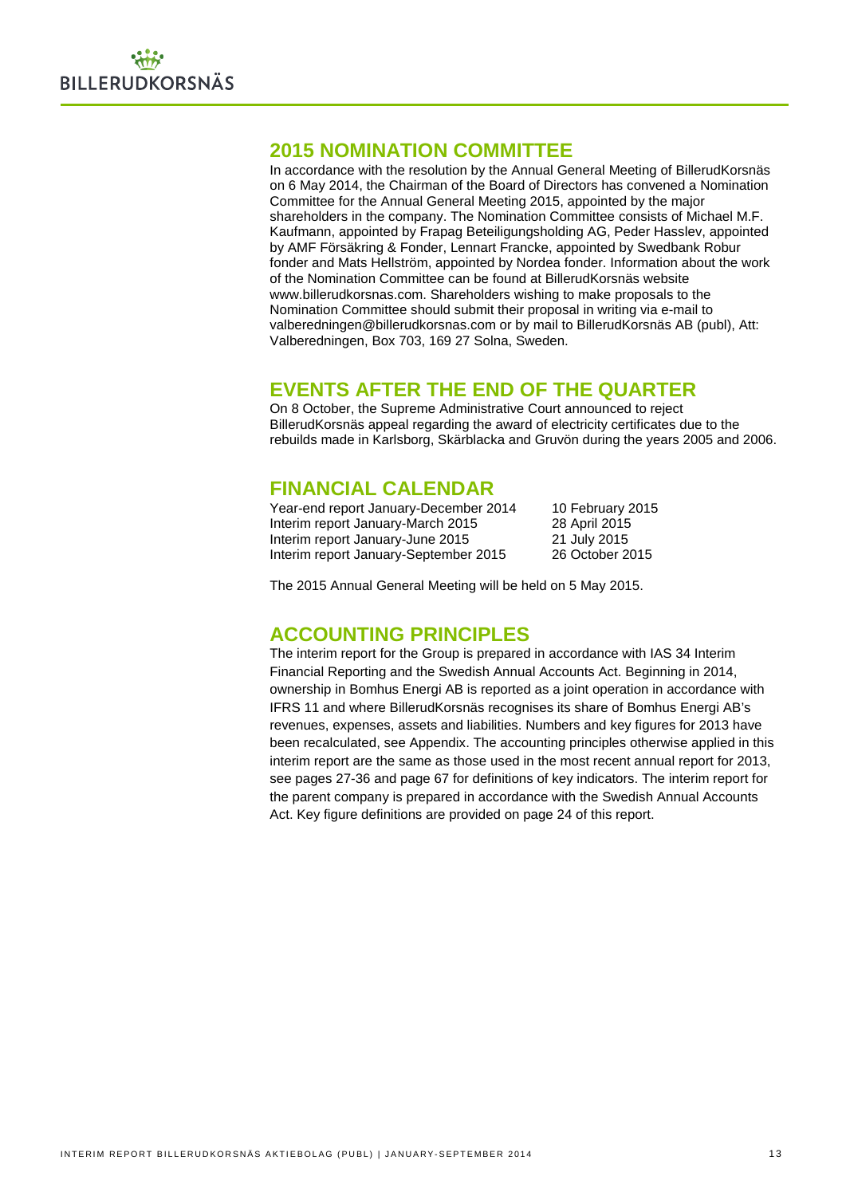## 2015 NOMINATION COMMITTEE

In accordance with the resolution by the Annual General Meeting of BillerudKorsnäs on 6 May 2014, the Chairman of the Board of Directors has convened a Nomination Committee for the Annual General Meeting 2015, appointed by the major shareholders in the company. The Nomination Committee consists of Michael M.F. Kaufmann, appointed by Frapag Beteiligungsholding AG, Peder Hasslev, appointed by AMF Försäkring & Fonder, Lennart Francke, appointed by Swedbank Robur fonder and Mats Hellström, appointed by Nordea fonder. Information about the work of the Nomination Committee can be found at BillerudKorsnäs website www.billerudkorsnas.com. Shareholders wishing to make proposals to the Nomination Committee should submit their proposal in writing via e-mail to valberedningen@billerudkorsnas.com or by mail to BillerudKorsnäs AB (publ), Att: Valberedningen, Box 703, 169 27 Solna, Sweden.

## EVENTS AFTER THE END OF THE QUARTER

On 8 October, the Supreme Administrative Court announced to reject BillerudKorsnäs appeal regarding the award of electricity certificates due to the rebuilds made in Karlsborg, Skärblacka and Gruvön during the years 2005 and 2006.

## FINANCIAL CALENDAR

| | |
|---|---|
| Year-end report January-December 2014 | 10 February 2015 |
| Interim report January-March 2015 | 28 April 2015 |
| Interim report January-June 2015 | 21 July 2015 |
| Interim report January-September 2015 | 26 October 2015 |

The 2015 Annual General Meeting will be held on 5 May 2015.

## ACCOUNTING PRINCIPLES

The interim report for the Group is prepared in accordance with IAS 34 Interim Financial Reporting and the Swedish Annual Accounts Act. Beginning in 2014, ownership in Bomhus Energi AB is reported as a joint operation in accordance with IFRS 11 and where BillerudKorsnäs recognises its share of Bomhus Energi AB's revenues, expenses, assets and liabilities. Numbers and key figures for 2013 have been recalculated, see Appendix. The accounting principles otherwise applied in this interim report are the same as those used in the most recent annual report for 2013, see pages 27-36 and page 67 for definitions of key indicators. The interim report for the parent company is prepared in accordance with the Swedish Annual Accounts Act. Key figure definitions are provided on page 24 of this report.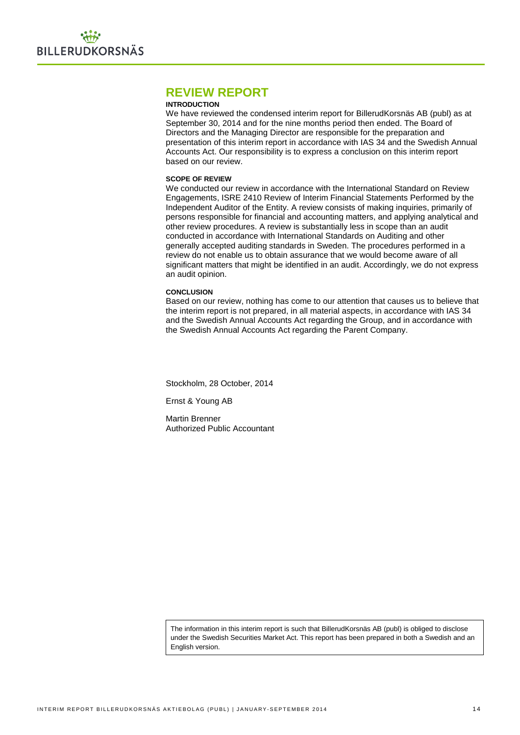# REVIEW REPORT

**INTRODUCTION**

We have reviewed the condensed interim report for BillerudKorsnäs AB (publ) as at September 30, 2014 and for the nine months period then ended. The Board of Directors and the Managing Director are responsible for the preparation and presentation of this interim report in accordance with IAS 34 and the Swedish Annual Accounts Act. Our responsibility is to express a conclusion on this interim report based on our review.

**SCOPE OF REVIEW**

We conducted our review in accordance with the International Standard on Review Engagements, ISRE 2410 Review of Interim Financial Statements Performed by the Independent Auditor of the Entity. A review consists of making inquiries, primarily of persons responsible for financial and accounting matters, and applying analytical and other review procedures. A review is substantially less in scope than an audit conducted in accordance with International Standards on Auditing and other generally accepted auditing standards in Sweden. The procedures performed in a review do not enable us to obtain assurance that we would become aware of all significant matters that might be identified in an audit. Accordingly, we do not express an audit opinion.

**CONCLUSION**

Based on our review, nothing has come to our attention that causes us to believe that the interim report is not prepared, in all material aspects, in accordance with IAS 34 and the Swedish Annual Accounts Act regarding the Group, and in accordance with the Swedish Annual Accounts Act regarding the Parent Company.

Stockholm, 28 October, 2014

Ernst & Young AB

Martin Brenner
Authorized Public Accountant

The information in this interim report is such that BillerudKorsnäs AB (publ) is obliged to disclose under the Swedish Securities Market Act. This report has been prepared in both a Swedish and an English version.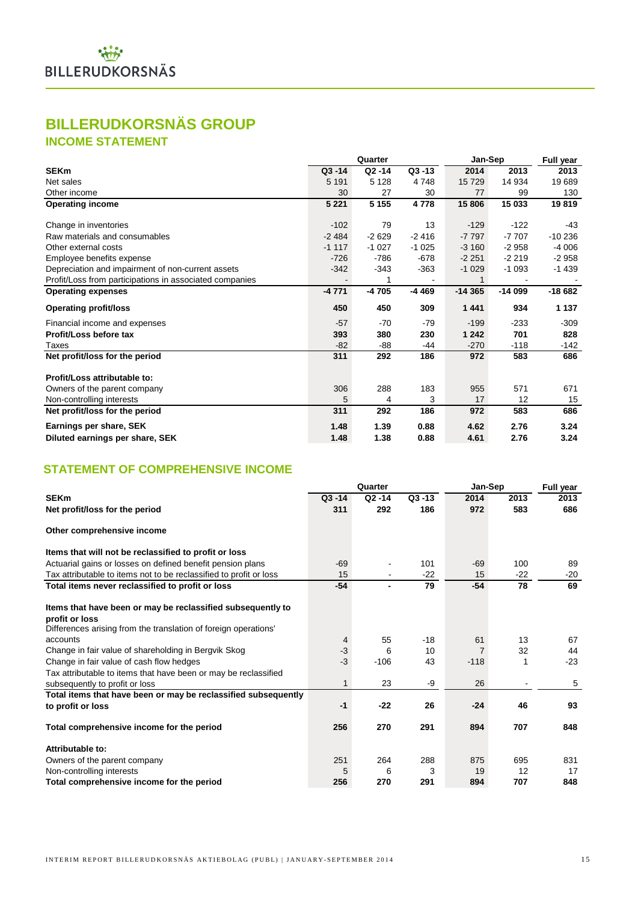BILLERUDKORSNÄS

# BILLERUDKORSNÄS GROUP

## INCOME STATEMENT

| | Quarter | | | Jan-Sep | | Full year |
|---|---|---|---|---|---|---|
| **SEKm** | **Q3 -14** | **Q2 -14** | **Q3 -13** | **2014** | **2013** | **2013** |
| Net sales | 5 191 | 5 128 | 4 748 | 15 729 | 14 934 | 19 689 |
| Other income | 30 | 27 | 30 | 77 | 99 | 130 |
| **Operating income** | **5 221** | **5 155** | **4 778** | **15 806** | **15 033** | **19 819** |
| Change in inventories | -102 | 79 | 13 | -129 | -122 | -43 |
| Raw materials and consumables | -2 484 | -2 629 | -2 416 | -7 797 | -7 707 | -10 236 |
| Other external costs | -1 117 | -1 027 | -1 025 | -3 160 | -2 958 | -4 006 |
| Employee benefits expense | -726 | -786 | -678 | -2 251 | -2 219 | -2 958 |
| Depreciation and impairment of non-current assets | -342 | -343 | -363 | -1 029 | -1 093 | -1 439 |
| Profit/Loss from participations in associated companies | - | 1 | - | 1 | - | - |
| **Operating expenses** | **-4 771** | **-4 705** | **-4 469** | **-14 365** | **-14 099** | **-18 682** |
| **Operating profit/loss** | **450** | **450** | **309** | **1 441** | **934** | **1 137** |
| Financial income and expenses | -57 | -70 | -79 | -199 | -233 | -309 |
| **Profit/Loss before tax** | **393** | **380** | **230** | **1 242** | **701** | **828** |
| Taxes | -82 | -88 | -44 | -270 | -118 | -142 |
| **Net profit/loss for the period** | **311** | **292** | **186** | **972** | **583** | **686** |
| **Profit/Loss attributable to:** | | | | | | |
| Owners of the parent company | 306 | 288 | 183 | 955 | 571 | 671 |
| Non-controlling interests | 5 | 4 | 3 | 17 | 12 | 15 |
| **Net profit/loss for the period** | **311** | **292** | **186** | **972** | **583** | **686** |
| **Earnings per share, SEK** | **1.48** | **1.39** | **0.88** | **4.62** | **2.76** | **3.24** |
| **Diluted earnings per share, SEK** | **1.48** | **1.38** | **0.88** | **4.61** | **2.76** | **3.24** |

## STATEMENT OF COMPREHENSIVE INCOME

| | Quarter | | | Jan-Sep | | Full year |
|---|---|---|---|---|---|---|
| **SEKm** | **Q3 -14** | **Q2 -14** | **Q3 -13** | **2014** | **2013** | **2013** |
| **Net profit/loss for the period** | **311** | **292** | **186** | **972** | **583** | **686** |
| **Other comprehensive income** | | | | | | |
| **Items that will not be reclassified to profit or loss** | | | | | | |
| Actuarial gains or losses on defined benefit pension plans | -69 | - | 101 | -69 | 100 | 89 |
| Tax attributable to items not to be reclassified to profit or loss | 15 | - | -22 | 15 | -22 | -20 |
| **Total items never reclassified to profit or loss** | **-54** | **-** | **79** | **-54** | **78** | **69** |
| **Items that have been or may be reclassified subsequently to profit or loss** | | | | | | |
| Differences arising from the translation of foreign operations' accounts | 4 | 55 | -18 | 61 | 13 | 67 |
| Change in fair value of shareholding in Bergvik Skog | -3 | 6 | 10 | 7 | 32 | 44 |
| Change in fair value of cash flow hedges | -3 | -106 | 43 | -118 | 1 | -23 |
| Tax attributable to items that have been or may be reclassified subsequently to profit or loss | 1 | 23 | -9 | 26 | - | 5 |
| **Total items that have been or may be reclassified subsequently to profit or loss** | **-1** | **-22** | **26** | **-24** | **46** | **93** |
| **Total comprehensive income for the period** | **256** | **270** | **291** | **894** | **707** | **848** |
| **Attributable to:** | | | | | | |
| Owners of the parent company | 251 | 264 | 288 | 875 | 695 | 831 |
| Non-controlling interests | 5 | 6 | 3 | 19 | 12 | 17 |
| **Total comprehensive income for the period** | **256** | **270** | **291** | **894** | **707** | **848** |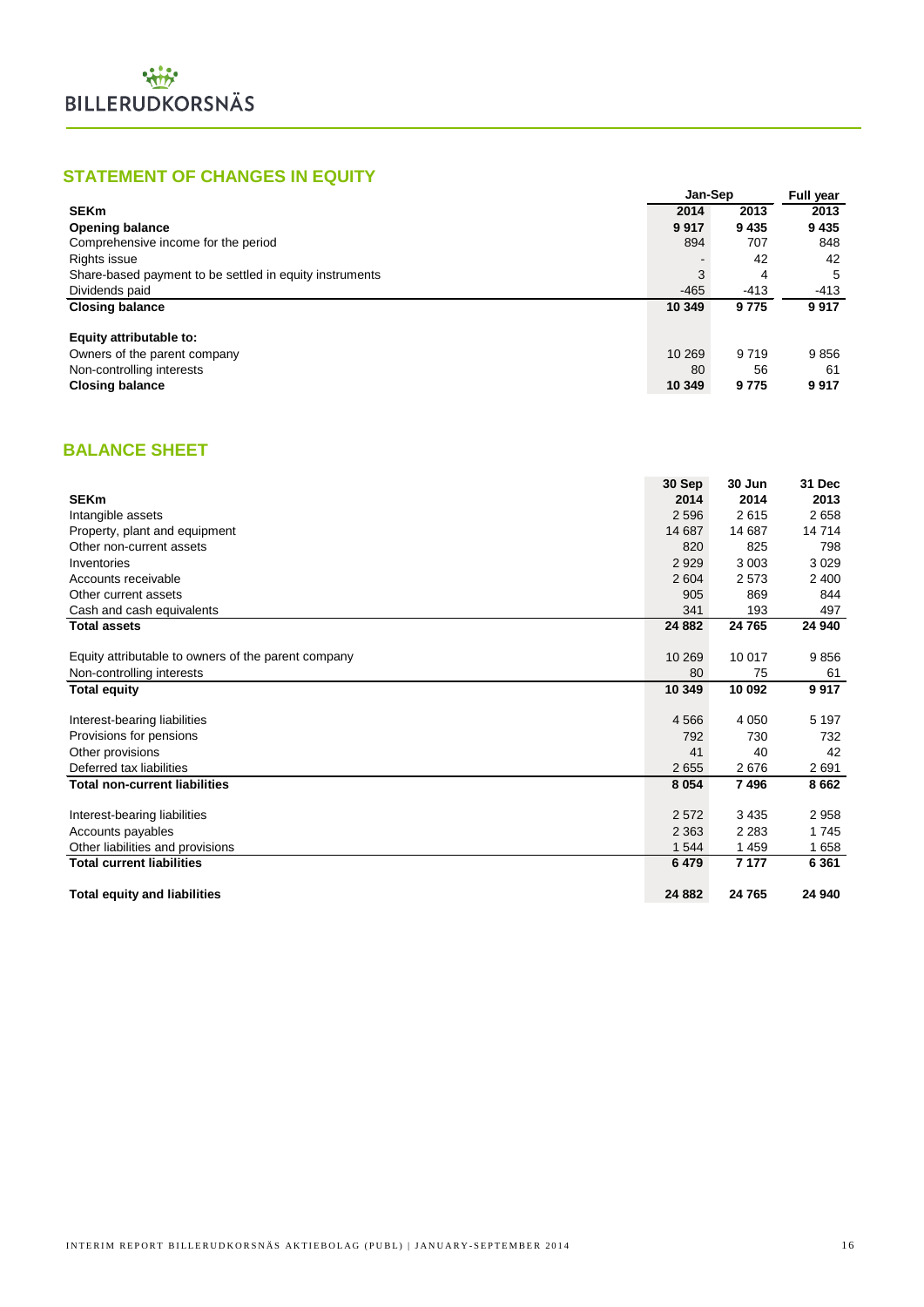## STATEMENT OF CHANGES IN EQUITY

| SEKm | Jan-Sep 2014 | Jan-Sep 2013 | Full year 2013 |
|---|---|---|---|
| **Opening balance** | **9 917** | **9 435** | **9 435** |
| Comprehensive income for the period | 894 | 707 | 848 |
| Rights issue | - | 42 | 42 |
| Share-based payment to be settled in equity instruments | 3 | 4 | 5 |
| Dividends paid | -465 | -413 | -413 |
| **Closing balance** | **10 349** | **9 775** | **9 917** |
| | | | |
| **Equity attributable to:** | | | |
| Owners of the parent company | 10 269 | 9 719 | 9 856 |
| Non-controlling interests | 80 | 56 | 61 |
| **Closing balance** | **10 349** | **9 775** | **9 917** |

## BALANCE SHEET

| SEKm | 30 Sep 2014 | 30 Jun 2014 | 31 Dec 2013 |
|---|---|---|---|
| Intangible assets | 2 596 | 2 615 | 2 658 |
| Property, plant and equipment | 14 687 | 14 687 | 14 714 |
| Other non-current assets | 820 | 825 | 798 |
| Inventories | 2 929 | 3 003 | 3 029 |
| Accounts receivable | 2 604 | 2 573 | 2 400 |
| Other current assets | 905 | 869 | 844 |
| Cash and cash equivalents | 341 | 193 | 497 |
| **Total assets** | **24 882** | **24 765** | **24 940** |
| | | | |
| Equity attributable to owners of the parent company | 10 269 | 10 017 | 9 856 |
| Non-controlling interests | 80 | 75 | 61 |
| **Total equity** | **10 349** | **10 092** | **9 917** |
| | | | |
| Interest-bearing liabilities | 4 566 | 4 050 | 5 197 |
| Provisions for pensions | 792 | 730 | 732 |
| Other provisions | 41 | 40 | 42 |
| Deferred tax liabilities | 2 655 | 2 676 | 2 691 |
| **Total non-current liabilities** | **8 054** | **7 496** | **8 662** |
| | | | |
| Interest-bearing liabilities | 2 572 | 3 435 | 2 958 |
| Accounts payables | 2 363 | 2 283 | 1 745 |
| Other liabilities and provisions | 1 544 | 1 459 | 1 658 |
| **Total current liabilities** | **6 479** | **7 177** | **6 361** |
| | | | |
| **Total equity and liabilities** | **24 882** | **24 765** | **24 940** |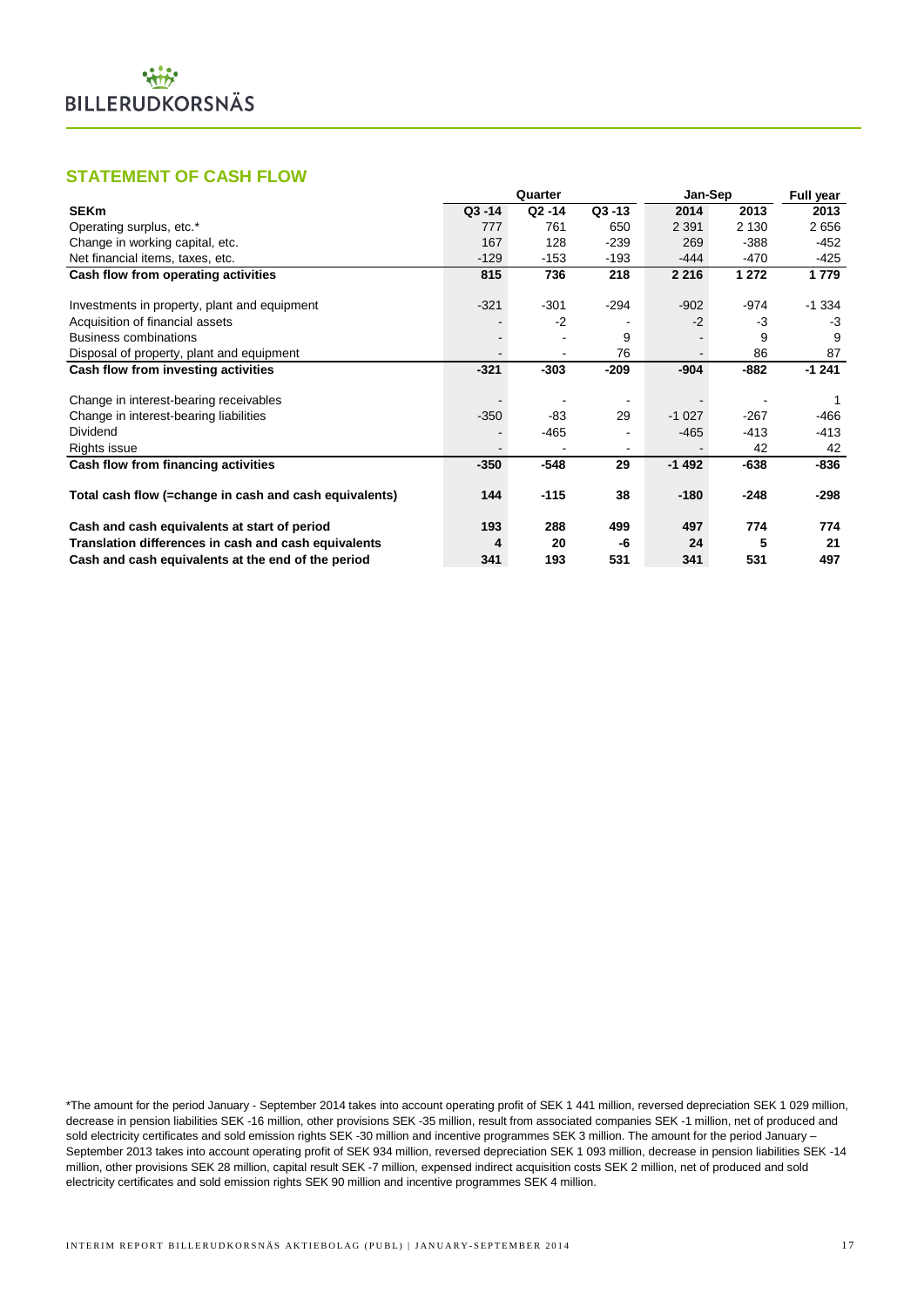## STATEMENT OF CASH FLOW

| | Quarter | | | Jan-Sep | | Full year |
|---|---|---|---|---|---|---|
| **SEKm** | **Q3 -14** | **Q2 -14** | **Q3 -13** | **2014** | **2013** | **2013** |
| Operating surplus, etc.* | 777 | 761 | 650 | 2 391 | 2 130 | 2 656 |
| Change in working capital, etc. | 167 | 128 | -239 | 269 | -388 | -452 |
| Net financial items, taxes, etc. | -129 | -153 | -193 | -444 | -470 | -425 |
| **Cash flow from operating activities** | **815** | **736** | **218** | **2 216** | **1 272** | **1 779** |
| | | | | | | |
| Investments in property, plant and equipment | -321 | -301 | -294 | -902 | -974 | -1 334 |
| Acquisition of financial assets | - | -2 | - | -2 | -3 | -3 |
| Business combinations | - | - | 9 | - | 9 | 9 |
| Disposal of property, plant and equipment | - | - | 76 | - | 86 | 87 |
| **Cash flow from investing activities** | **-321** | **-303** | **-209** | **-904** | **-882** | **-1 241** |
| | | | | | | |
| Change in interest-bearing receivables | - | - | - | - | - | 1 |
| Change in interest-bearing liabilities | -350 | -83 | 29 | -1 027 | -267 | -466 |
| Dividend | - | -465 | - | -465 | -413 | -413 |
| Rights issue | - | - | - | - | 42 | 42 |
| **Cash flow from financing activities** | **-350** | **-548** | **29** | **-1 492** | **-638** | **-836** |
| | | | | | | |
| **Total cash flow (=change in cash and cash equivalents)** | **144** | **-115** | **38** | **-180** | **-248** | **-298** |
| | | | | | | |
| **Cash and cash equivalents at start of period** | **193** | **288** | **499** | **497** | **774** | **774** |
| **Translation differences in cash and cash equivalents** | **4** | **20** | **-6** | **24** | **5** | **21** |
| **Cash and cash equivalents at the end of the period** | **341** | **193** | **531** | **341** | **531** | **497** |

*The amount for the period January - September 2014 takes into account operating profit of SEK 1 441 million, reversed depreciation SEK 1 029 million, decrease in pension liabilities SEK -16 million, other provisions SEK -35 million, result from associated companies SEK -1 million, net of produced and sold electricity certificates and sold emission rights SEK -30 million and incentive programmes SEK 3 million. The amount for the period January – September 2013 takes into account operating profit of SEK 934 million, reversed depreciation SEK 1 093 million, decrease in pension liabilities SEK -14 million, other provisions SEK 28 million, capital result SEK -7 million, expensed indirect acquisition costs SEK 2 million, net of produced and sold electricity certificates and sold emission rights SEK 90 million and incentive programmes SEK 4 million.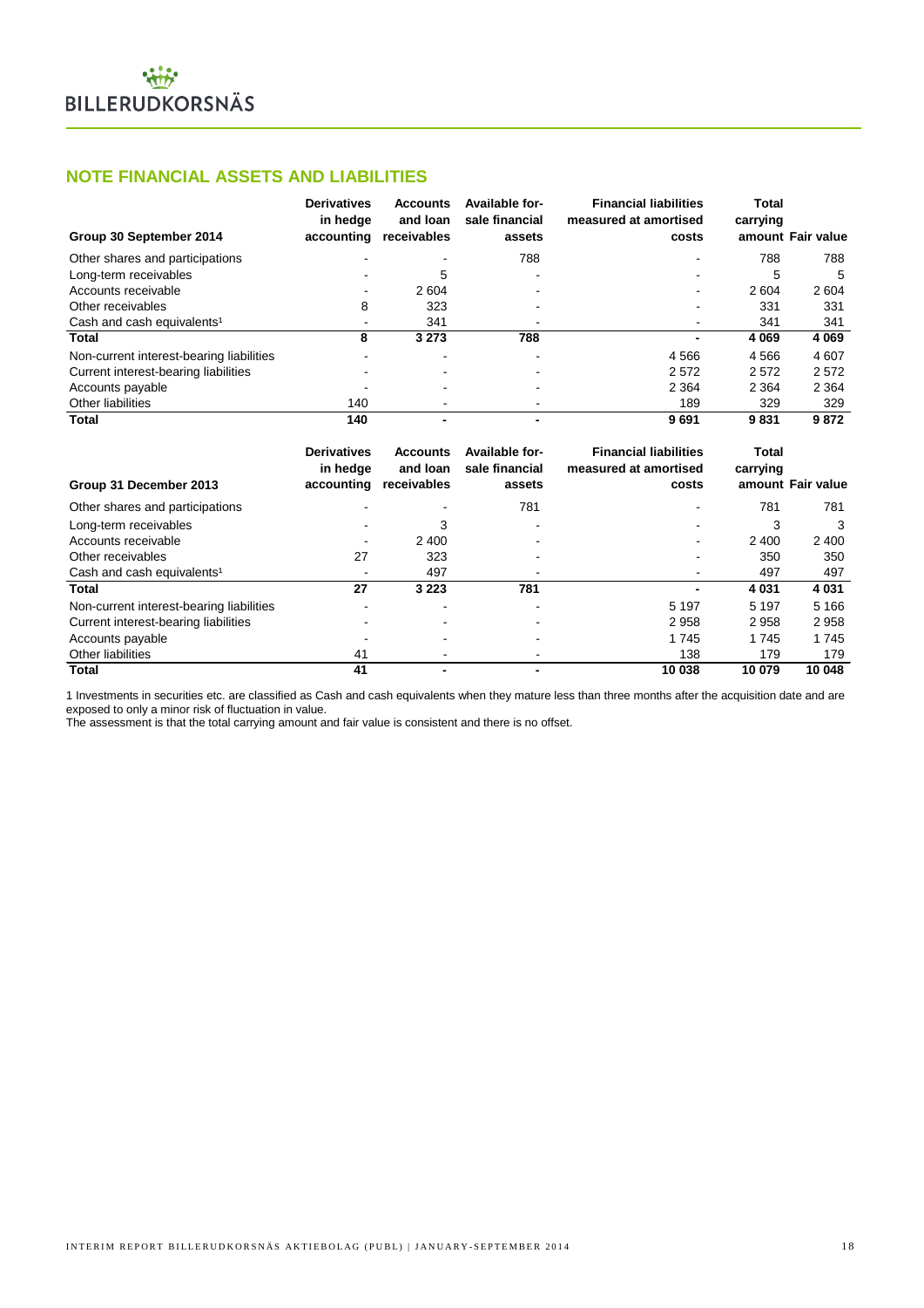## NOTE FINANCIAL ASSETS AND LIABILITIES

| Group 30 September 2014 | Derivatives in hedge accounting | Accounts and loan receivables | Available for-sale financial assets | Financial liabilities measured at amortised costs | Total carrying amount | Fair value |
|---|---|---|---|---|---|---|
| Other shares and participations | - | - | 788 | - | 788 | 788 |
| Long-term receivables | - | 5 | - | - | 5 | 5 |
| Accounts receivable | - | 2 604 | - | - | 2 604 | 2 604 |
| Other receivables | 8 | 323 | - | - | 331 | 331 |
| Cash and cash equivalents[1] | - | 341 | - | - | 341 | 341 |
| **Total** | **8** | **3 273** | **788** | **-** | **4 069** | **4 069** |
| Non-current interest-bearing liabilities | - | - | - | 4 566 | 4 566 | 4 607 |
| Current interest-bearing liabilities | - | - | - | 2 572 | 2 572 | 2 572 |
| Accounts payable | - | - | - | 2 364 | 2 364 | 2 364 |
| Other liabilities | 140 | - | - | 189 | 329 | 329 |
| **Total** | **140** | **-** | **-** | **9 691** | **9 831** | **9 872** |

| Group 31 December 2013 | Derivatives in hedge accounting | Accounts and loan receivables | Available for-sale financial assets | Financial liabilities measured at amortised costs | Total carrying amount | Fair value |
|---|---|---|---|---|---|---|
| Other shares and participations | - | - | 781 | - | 781 | 781 |
| Long-term receivables | - | 3 | - | - | 3 | 3 |
| Accounts receivable | - | 2 400 | - | - | 2 400 | 2 400 |
| Other receivables | 27 | 323 | - | - | 350 | 350 |
| Cash and cash equivalents[1] | - | 497 | - | - | 497 | 497 |
| **Total** | **27** | **3 223** | **781** | **-** | **4 031** | **4 031** |
| Non-current interest-bearing liabilities | - | - | - | 5 197 | 5 197 | 5 166 |
| Current interest-bearing liabilities | - | - | - | 2 958 | 2 958 | 2 958 |
| Accounts payable | - | - | - | 1 745 | 1 745 | 1 745 |
| Other liabilities | 41 | - | - | 138 | 179 | 179 |
| **Total** | **41** | **-** | **-** | **10 038** | **10 079** | **10 048** |

1 Investments in securities etc. are classified as Cash and cash equivalents when they mature less than three months after the acquisition date and are exposed to only a minor risk of fluctuation in value.
The assessment is that the total carrying amount and fair value is consistent and there is no offset.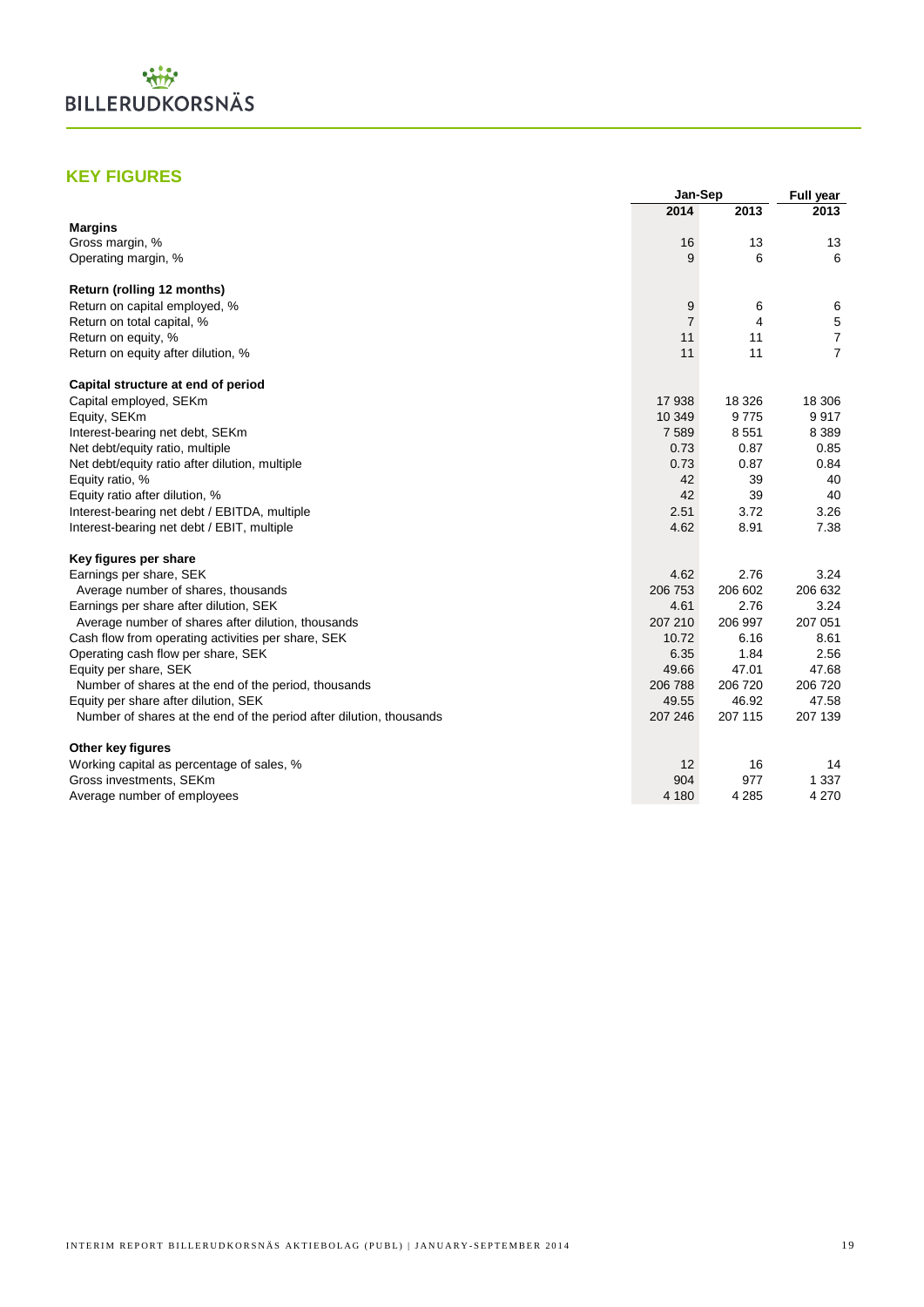## KEY FIGURES

| | Jan-Sep | | Full year |
|---|---|---|---|
| | 2014 | 2013 | 2013 |
| **Margins** | | | |
| Gross margin, % | 16 | 13 | 13 |
| Operating margin, % | 9 | 6 | 6 |
| **Return (rolling 12 months)** | | | |
| Return on capital employed, % | 9 | 6 | 6 |
| Return on total capital, % | 7 | 4 | 5 |
| Return on equity, % | 11 | 11 | 7 |
| Return on equity after dilution, % | 11 | 11 | 7 |
| **Capital structure at end of period** | | | |
| Capital employed, SEKm | 17 938 | 18 326 | 18 306 |
| Equity, SEKm | 10 349 | 9 775 | 9 917 |
| Interest-bearing net debt, SEKm | 7 589 | 8 551 | 8 389 |
| Net debt/equity ratio, multiple | 0.73 | 0.87 | 0.85 |
| Net debt/equity ratio after dilution, multiple | 0.73 | 0.87 | 0.84 |
| Equity ratio, % | 42 | 39 | 40 |
| Equity ratio after dilution, % | 42 | 39 | 40 |
| Interest-bearing net debt / EBITDA, multiple | 2.51 | 3.72 | 3.26 |
| Interest-bearing net debt / EBIT, multiple | 4.62 | 8.91 | 7.38 |
| **Key figures per share** | | | |
| Earnings per share, SEK | 4.62 | 2.76 | 3.24 |
| Average number of shares, thousands | 206 753 | 206 602 | 206 632 |
| Earnings per share after dilution, SEK | 4.61 | 2.76 | 3.24 |
| Average number of shares after dilution, thousands | 207 210 | 206 997 | 207 051 |
| Cash flow from operating activities per share, SEK | 10.72 | 6.16 | 8.61 |
| Operating cash flow per share, SEK | 6.35 | 1.84 | 2.56 |
| Equity per share, SEK | 49.66 | 47.01 | 47.68 |
| Number of shares at the end of the period, thousands | 206 788 | 206 720 | 206 720 |
| Equity per share after dilution, SEK | 49.55 | 46.92 | 47.58 |
| Number of shares at the end of the period after dilution, thousands | 207 246 | 207 115 | 207 139 |
| **Other key figures** | | | |
| Working capital as percentage of sales, % | 12 | 16 | 14 |
| Gross investments, SEKm | 904 | 977 | 1 337 |
| Average number of employees | 4 180 | 4 285 | 4 270 |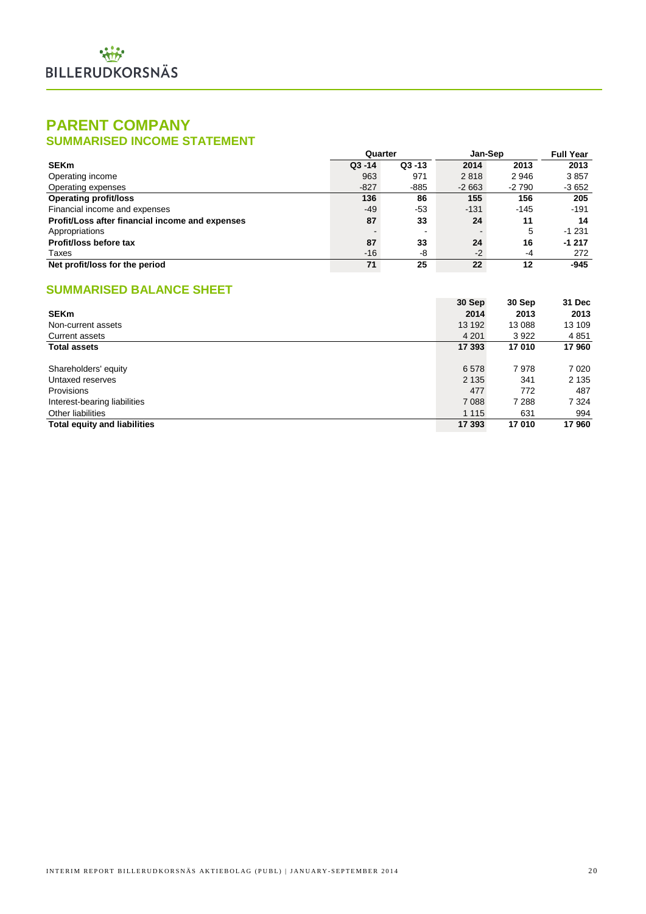# PARENT COMPANY

## SUMMARISED INCOME STATEMENT

| | Quarter | | Jan-Sep | | Full Year |
|---|---|---|---|---|---|
| **SEKm** | **Q3 -14** | **Q3 -13** | **2014** | **2013** | **2013** |
| Operating income | 963 | 971 | 2 818 | 2 946 | 3 857 |
| Operating expenses | -827 | -885 | -2 663 | -2 790 | -3 652 |
| **Operating profit/loss** | **136** | **86** | **155** | **156** | **205** |
| Financial income and expenses | -49 | -53 | -131 | -145 | -191 |
| **Profit/Loss after financial income and expenses** | **87** | **33** | **24** | **11** | **14** |
| Appropriations | - | - | - | 5 | -1 231 |
| **Profit/loss before tax** | **87** | **33** | **24** | **16** | **-1 217** |
| Taxes | -16 | -8 | -2 | -4 | 272 |
| **Net profit/loss for the period** | **71** | **25** | **22** | **12** | **-945** |

## SUMMARISED BALANCE SHEET

| **SEKm** | **30 Sep 2014** | **30 Sep 2013** | **31 Dec 2013** |
|---|---|---|---|
| Non-current assets | 13 192 | 13 088 | 13 109 |
| Current assets | 4 201 | 3 922 | 4 851 |
| **Total assets** | **17 393** | **17 010** | **17 960** |
| | | | |
| Shareholders' equity | 6 578 | 7 978 | 7 020 |
| Untaxed reserves | 2 135 | 341 | 2 135 |
| Provisions | 477 | 772 | 487 |
| Interest-bearing liabilities | 7 088 | 7 288 | 7 324 |
| Other liabilities | 1 115 | 631 | 994 |
| **Total equity and liabilities** | **17 393** | **17 010** | **17 960** |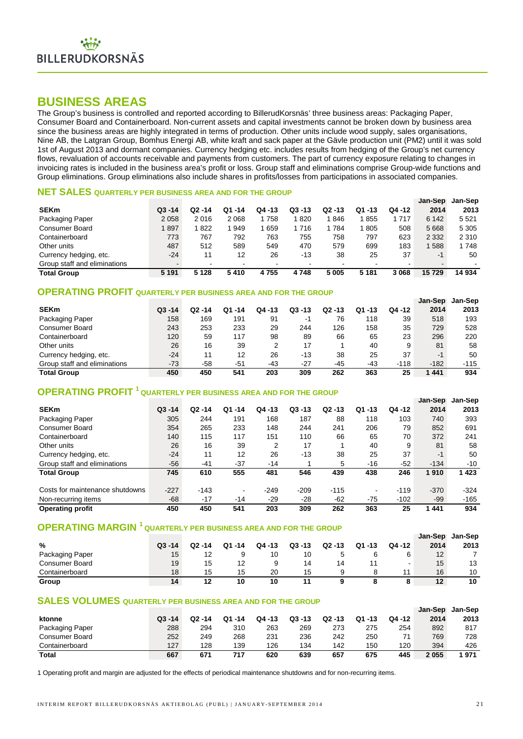# BUSINESS AREAS

The Group's business is controlled and reported according to BillerudKorsnäs' three business areas: Packaging Paper, Consumer Board and Containerboard. Non-current assets and capital investments cannot be broken down by business area since the business areas are highly integrated in terms of production. Other units include wood supply, sales organisations, Nine AB, the Latgran Group, Bomhus Energi AB, white kraft and sack paper at the Gävle production unit (PM2) until it was sold 1st of August 2013 and dormant companies. Currency hedging etc. includes results from hedging of the Group's net currency flows, revaluation of accounts receivable and payments from customers. The part of currency exposure relating to changes in invoicing rates is included in the business area's profit or loss. Group staff and eliminations comprise Group-wide functions and Group eliminations. Group eliminations also include shares in profits/losses from participations in associated companies.

## NET SALES QUARTERLY PER BUSINESS AREA AND FOR THE GROUP

| SEKm | Q3 -14 | Q2 -14 | Q1 -14 | Q4 -13 | Q3 -13 | Q2 -13 | Q1 -13 | Q4 -12 | Jan-Sep 2014 | Jan-Sep 2013 |
|---|---|---|---|---|---|---|---|---|---|---|
| Packaging Paper | 2 058 | 2 016 | 2 068 | 1 758 | 1 820 | 1 846 | 1 855 | 1 717 | 6 142 | 5 521 |
| Consumer Board | 1 897 | 1 822 | 1 949 | 1 659 | 1 716 | 1 784 | 1 805 | 508 | 5 668 | 5 305 |
| Containerboard | 773 | 767 | 792 | 763 | 755 | 758 | 797 | 623 | 2 332 | 2 310 |
| Other units | 487 | 512 | 589 | 549 | 470 | 579 | 699 | 183 | 1 588 | 1 748 |
| Currency hedging, etc. | -24 | 11 | 12 | 26 | -13 | 38 | 25 | 37 | -1 | 50 |
| Group staff and eliminations | - | - | - | - | - | - | - | - | - | - |
| **Total Group** | **5 191** | **5 128** | **5 410** | **4 755** | **4 748** | **5 005** | **5 181** | **3 068** | **15 729** | **14 934** |

## OPERATING PROFIT QUARTERLY PER BUSINESS AREA AND FOR THE GROUP

| SEKm | Q3 -14 | Q2 -14 | Q1 -14 | Q4 -13 | Q3 -13 | Q2 -13 | Q1 -13 | Q4 -12 | Jan-Sep 2014 | Jan-Sep 2013 |
|---|---|---|---|---|---|---|---|---|---|---|
| Packaging Paper | 158 | 169 | 191 | 91 | -1 | 76 | 118 | 39 | 518 | 193 |
| Consumer Board | 243 | 253 | 233 | 29 | 244 | 126 | 158 | 35 | 729 | 528 |
| Containerboard | 120 | 59 | 117 | 98 | 89 | 66 | 65 | 23 | 296 | 220 |
| Other units | 26 | 16 | 39 | 2 | 17 | 1 | 40 | 9 | 81 | 58 |
| Currency hedging, etc. | -24 | 11 | 12 | 26 | -13 | 38 | 25 | 37 | -1 | 50 |
| Group staff and eliminations | -73 | -58 | -51 | -43 | -27 | -45 | -43 | -118 | -182 | -115 |
| **Total Group** | **450** | **450** | **541** | **203** | **309** | **262** | **363** | **25** | **1 441** | **934** |

## OPERATING PROFIT [1] QUARTERLY PER BUSINESS AREA AND FOR THE GROUP

| SEKm | Q3 -14 | Q2 -14 | Q1 -14 | Q4 -13 | Q3 -13 | Q2 -13 | Q1 -13 | Q4 -12 | Jan-Sep 2014 | Jan-Sep 2013 |
|---|---|---|---|---|---|---|---|---|---|---|
| Packaging Paper | 305 | 244 | 191 | 168 | 187 | 88 | 118 | 103 | 740 | 393 |
| Consumer Board | 354 | 265 | 233 | 148 | 244 | 241 | 206 | 79 | 852 | 691 |
| Containerboard | 140 | 115 | 117 | 151 | 110 | 66 | 65 | 70 | 372 | 241 |
| Other units | 26 | 16 | 39 | 2 | 17 | 1 | 40 | 9 | 81 | 58 |
| Currency hedging, etc. | -24 | 11 | 12 | 26 | -13 | 38 | 25 | 37 | -1 | 50 |
| Group staff and eliminations | -56 | -41 | -37 | -14 | 1 | 5 | -16 | -52 | -134 | -10 |
| **Total Group** | **745** | **610** | **555** | **481** | **546** | **439** | **438** | **246** | **1 910** | **1 423** |
| | | | | | | | | | | |
| Costs for maintenance shutdowns | -227 | -143 | - | -249 | -209 | -115 | - | -119 | -370 | -324 |
| Non-recurring items | -68 | -17 | -14 | -29 | -28 | -62 | -75 | -102 | -99 | -165 |
| **Operating profit** | **450** | **450** | **541** | **203** | **309** | **262** | **363** | **25** | **1 441** | **934** |

## OPERATING MARGIN [1] QUARTERLY PER BUSINESS AREA AND FOR THE GROUP

| % | Q3 -14 | Q2 -14 | Q1 -14 | Q4 -13 | Q3 -13 | Q2 -13 | Q1 -13 | Q4 -12 | Jan-Sep 2014 | Jan-Sep 2013 |
|---|---|---|---|---|---|---|---|---|---|---|
| Packaging Paper | 15 | 12 | 9 | 10 | 10 | 5 | 6 | 6 | 12 | 7 |
| Consumer Board | 19 | 15 | 12 | 9 | 14 | 14 | 11 | - | 15 | 13 |
| Containerboard | 18 | 15 | 15 | 20 | 15 | 9 | 8 | 11 | 16 | 10 |
| **Group** | **14** | **12** | **10** | **10** | **11** | **9** | **8** | **8** | **12** | **10** |

## SALES VOLUMES QUARTERLY PER BUSINESS AREA AND FOR THE GROUP

| ktonne | Q3 -14 | Q2 -14 | Q1 -14 | Q4 -13 | Q3 -13 | Q2 -13 | Q1 -13 | Q4 -12 | Jan-Sep 2014 | Jan-Sep 2013 |
|---|---|---|---|---|---|---|---|---|---|---|
| Packaging Paper | 288 | 294 | 310 | 263 | 269 | 273 | 275 | 254 | 892 | 817 |
| Consumer Board | 252 | 249 | 268 | 231 | 236 | 242 | 250 | 71 | 769 | 728 |
| Containerboard | 127 | 128 | 139 | 126 | 134 | 142 | 150 | 120 | 394 | 426 |
| **Total** | **667** | **671** | **717** | **620** | **639** | **657** | **675** | **445** | **2 055** | **1 971** |

1 Operating profit and margin are adjusted for the effects of periodical maintenance shutdowns and for non-recurring items.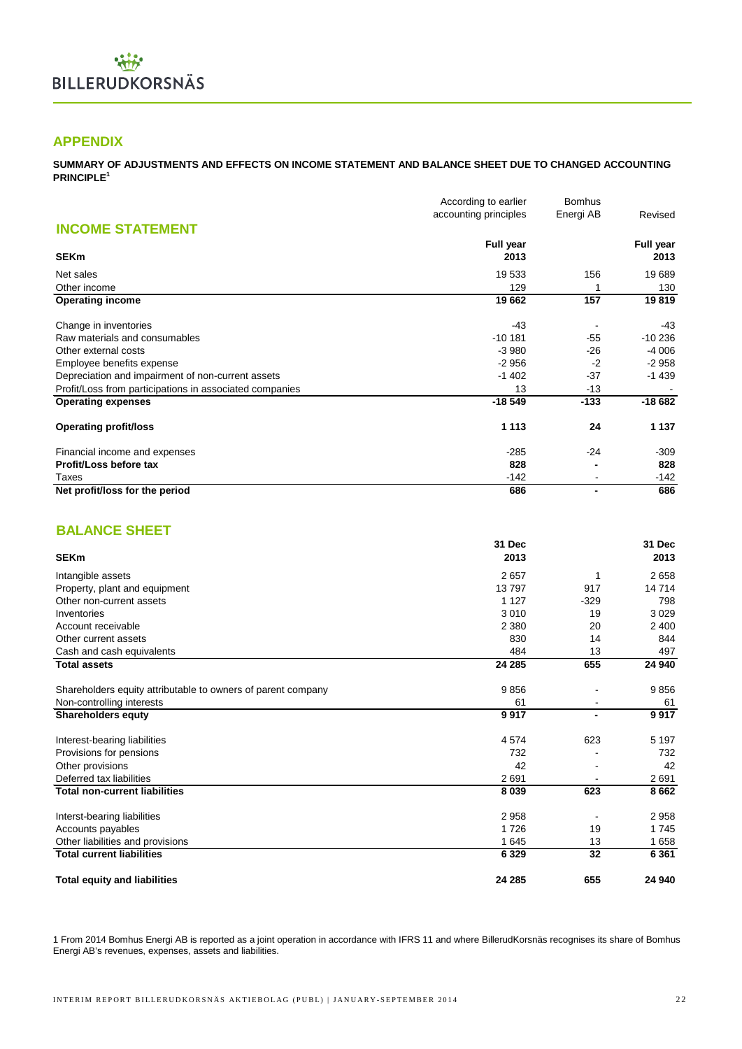# APPENDIX

**SUMMARY OF ADJUSTMENTS AND EFFECTS ON INCOME STATEMENT AND BALANCE SHEET DUE TO CHANGED ACCOUNTING PRINCIPLE[1]**

## INCOME STATEMENT

| SEKm | According to earlier accounting principles Full year 2013 | Bomhus Energi AB | Revised Full year 2013 |
|---|---|---|---|
| Net sales | 19 533 | 156 | 19 689 |
| Other income | 129 | 1 | 130 |
| **Operating income** | **19 662** | **157** | **19 819** |
| Change in inventories | -43 | - | -43 |
| Raw materials and consumables | -10 181 | -55 | -10 236 |
| Other external costs | -3 980 | -26 | -4 006 |
| Employee benefits expense | -2 956 | -2 | -2 958 |
| Depreciation and impairment of non-current assets | -1 402 | -37 | -1 439 |
| Profit/Loss from participations in associated companies | 13 | -13 | - |
| **Operating expenses** | **-18 549** | **-133** | **-18 682** |
| **Operating profit/loss** | **1 113** | **24** | **1 137** |
| Financial income and expenses | -285 | -24 | -309 |
| **Profit/Loss before tax** | **828** | **-** | **828** |
| Taxes | -142 | - | -142 |
| **Net profit/loss for the period** | **686** | **-** | **686** |

## BALANCE SHEET

| SEKm | 31 Dec 2013 | | 31 Dec 2013 |
|---|---|---|---|
| Intangible assets | 2 657 | 1 | 2 658 |
| Property, plant and equipment | 13 797 | 917 | 14 714 |
| Other non-current assets | 1 127 | -329 | 798 |
| Inventories | 3 010 | 19 | 3 029 |
| Account receivable | 2 380 | 20 | 2 400 |
| Other current assets | 830 | 14 | 844 |
| Cash and cash equivalents | 484 | 13 | 497 |
| **Total assets** | **24 285** | **655** | **24 940** |
| Shareholders equity attributable to owners of parent company | 9 856 | - | 9 856 |
| Non-controlling interests | 61 | - | 61 |
| **Shareholders equty** | **9 917** | **-** | **9 917** |
| Interest-bearing liabilities | 4 574 | 623 | 5 197 |
| Provisions for pensions | 732 | - | 732 |
| Other provisions | 42 | - | 42 |
| Deferred tax liabilities | 2 691 | - | 2 691 |
| **Total non-current liabilities** | **8 039** | **623** | **8 662** |
| Interst-bearing liabilities | 2 958 | - | 2 958 |
| Accounts payables | 1 726 | 19 | 1 745 |
| Other liabilities and provisions | 1 645 | 13 | 1 658 |
| **Total current liabilities** | **6 329** | **32** | **6 361** |
| **Total equity and liabilities** | **24 285** | **655** | **24 940** |

1 From 2014 Bomhus Energi AB is reported as a joint operation in accordance with IFRS 11 and where BillerudKorsnäs recognises its share of Bomhus Energi AB's revenues, expenses, assets and liabilities.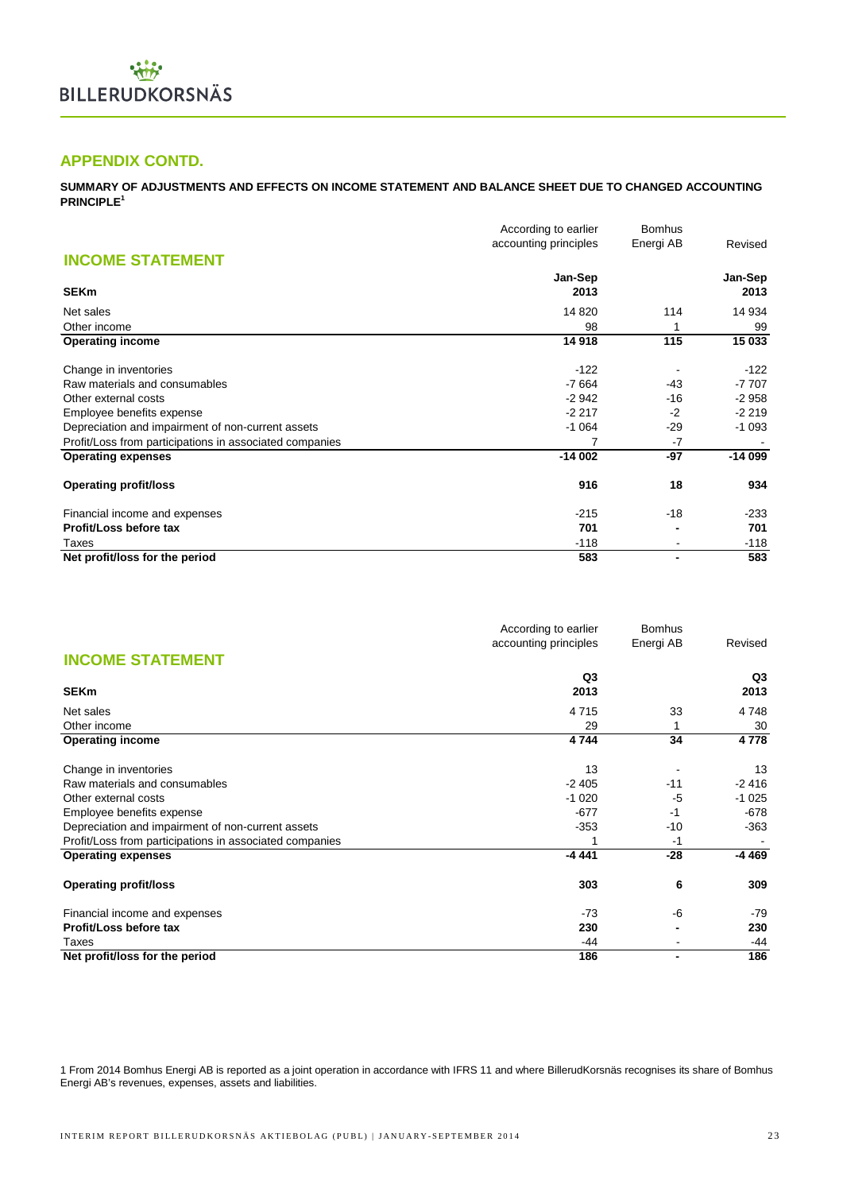## APPENDIX CONTD.

**SUMMARY OF ADJUSTMENTS AND EFFECTS ON INCOME STATEMENT AND BALANCE SHEET DUE TO CHANGED ACCOUNTING PRINCIPLE[1]**

### INCOME STATEMENT

| SEKm | According to earlier accounting principles Jan-Sep 2013 | Bomhus Energi AB | Revised Jan-Sep 2013 |
|---|---|---|---|
| Net sales | 14 820 | 114 | 14 934 |
| Other income | 98 | 1 | 99 |
| **Operating income** | **14 918** | **115** | **15 033** |
| Change in inventories | -122 | - | -122 |
| Raw materials and consumables | -7 664 | -43 | -7 707 |
| Other external costs | -2 942 | -16 | -2 958 |
| Employee benefits expense | -2 217 | -2 | -2 219 |
| Depreciation and impairment of non-current assets | -1 064 | -29 | -1 093 |
| Profit/Loss from participations in associated companies | 7 | -7 | - |
| **Operating expenses** | **-14 002** | **-97** | **-14 099** |
| **Operating profit/loss** | **916** | **18** | **934** |
| Financial income and expenses | -215 | -18 | -233 |
| **Profit/Loss before tax** | **701** | **-** | **701** |
| Taxes | -118 | - | -118 |
| **Net profit/loss for the period** | **583** | **-** | **583** |

### INCOME STATEMENT

| SEKm | According to earlier accounting principles Q3 2013 | Bomhus Energi AB | Revised Q3 2013 |
|---|---|---|---|
| Net sales | 4 715 | 33 | 4 748 |
| Other income | 29 | 1 | 30 |
| **Operating income** | **4 744** | **34** | **4 778** |
| Change in inventories | 13 | - | 13 |
| Raw materials and consumables | -2 405 | -11 | -2 416 |
| Other external costs | -1 020 | -5 | -1 025 |
| Employee benefits expense | -677 | -1 | -678 |
| Depreciation and impairment of non-current assets | -353 | -10 | -363 |
| Profit/Loss from participations in associated companies | 1 | -1 | - |
| **Operating expenses** | **-4 441** | **-28** | **-4 469** |
| **Operating profit/loss** | **303** | **6** | **309** |
| Financial income and expenses | -73 | -6 | -79 |
| **Profit/Loss before tax** | **230** | **-** | **230** |
| Taxes | -44 | - | -44 |
| **Net profit/loss for the period** | **186** | **-** | **186** |

1 From 2014 Bomhus Energi AB is reported as a joint operation in accordance with IFRS 11 and where BillerudKorsnäs recognises its share of Bomhus Energi AB's revenues, expenses, assets and liabilities.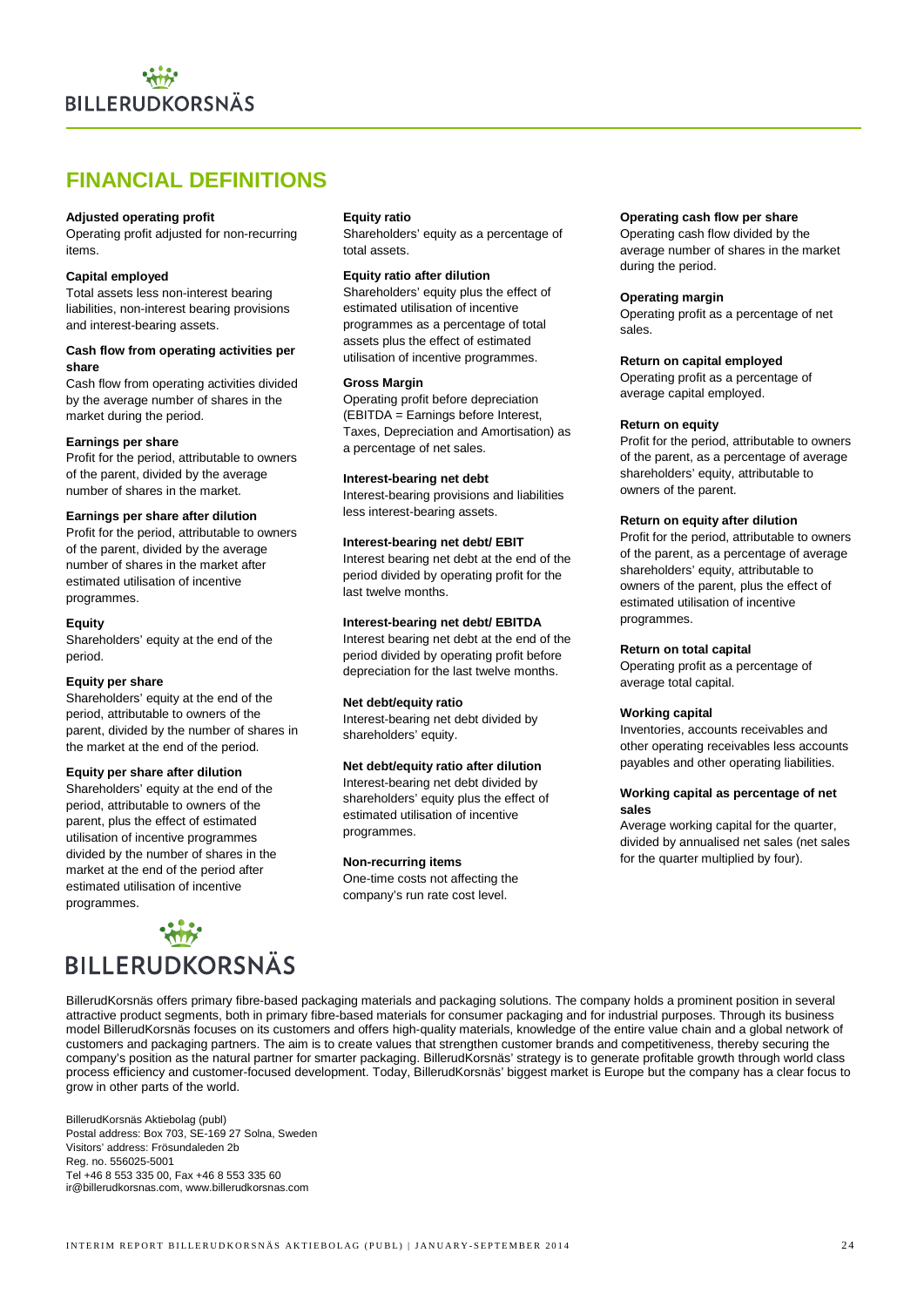# FINANCIAL DEFINITIONS

**Adjusted operating profit**
Operating profit adjusted for non-recurring items.

**Capital employed**
Total assets less non-interest bearing liabilities, non-interest bearing provisions and interest-bearing assets.

**Cash flow from operating activities per share**
Cash flow from operating activities divided by the average number of shares in the market during the period.

**Earnings per share**
Profit for the period, attributable to owners of the parent, divided by the average number of shares in the market.

**Earnings per share after dilution**
Profit for the period, attributable to owners of the parent, divided by the average number of shares in the market after estimated utilisation of incentive programmes.

**Equity**
Shareholders' equity at the end of the period.

**Equity per share**
Shareholders' equity at the end of the period, attributable to owners of the parent, divided by the number of shares in the market at the end of the period.

**Equity per share after dilution**
Shareholders' equity at the end of the period, attributable to owners of the parent, plus the effect of estimated utilisation of incentive programmes divided by the number of shares in the market at the end of the period after estimated utilisation of incentive programmes.

**Equity ratio**
Shareholders' equity as a percentage of total assets.

**Equity ratio after dilution**
Shareholders' equity plus the effect of estimated utilisation of incentive programmes as a percentage of total assets plus the effect of estimated utilisation of incentive programmes.

**Gross Margin**
Operating profit before depreciation (EBITDA = Earnings before Interest, Taxes, Depreciation and Amortisation) as a percentage of net sales.

**Interest-bearing net debt**
Interest-bearing provisions and liabilities less interest-bearing assets.

**Interest-bearing net debt/ EBIT**
Interest bearing net debt at the end of the period divided by operating profit for the last twelve months.

**Interest-bearing net debt/ EBITDA**
Interest bearing net debt at the end of the period divided by operating profit before depreciation for the last twelve months.

**Net debt/equity ratio**
Interest-bearing net debt divided by shareholders' equity.

**Net debt/equity ratio after dilution**
Interest-bearing net debt divided by shareholders' equity plus the effect of estimated utilisation of incentive programmes.

**Non-recurring items**
One-time costs not affecting the company's run rate cost level.

**Operating cash flow per share**
Operating cash flow divided by the average number of shares in the market during the period.

**Operating margin**
Operating profit as a percentage of net sales.

**Return on capital employed**
Operating profit as a percentage of average capital employed.

**Return on equity**
Profit for the period, attributable to owners of the parent, as a percentage of average shareholders' equity, attributable to owners of the parent.

**Return on equity after dilution**
Profit for the period, attributable to owners of the parent, as a percentage of average shareholders' equity, attributable to owners of the parent, plus the effect of estimated utilisation of incentive programmes.

**Return on total capital**
Operating profit as a percentage of average total capital.

**Working capital**
Inventories, accounts receivables and other operating receivables less accounts payables and other operating liabilities.

**Working capital as percentage of net sales**
Average working capital for the quarter, divided by annualised net sales (net sales for the quarter multiplied by four).

BILLERUDKORSNÄS

BillerudKorsnäs offers primary fibre-based packaging materials and packaging solutions. The company holds a prominent position in several attractive product segments, both in primary fibre-based materials for consumer packaging and for industrial purposes. Through its business model BillerudKorsnäs focuses on its customers and offers high-quality materials, knowledge of the entire value chain and a global network of customers and packaging partners. The aim is to create values that strengthen customer brands and competitiveness, thereby securing the company's position as the natural partner for smarter packaging. BillerudKorsnäs' strategy is to generate profitable growth through world class process efficiency and customer-focused development. Today, BillerudKorsnäs' biggest market is Europe but the company has a clear focus to grow in other parts of the world.

BillerudKorsnäs Aktiebolag (publ)
Postal address: Box 703, SE-169 27 Solna, Sweden
Visitors' address: Frösundaleden 2b
Reg. no. 556025-5001
Tel +46 8 553 335 00, Fax +46 8 553 335 60
ir@billerudkorsnas.com, www.billerudkorsnas.com